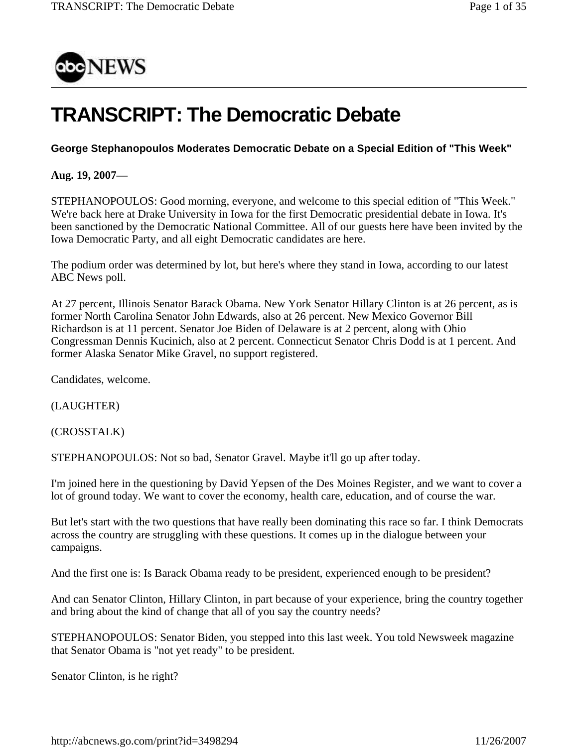# TRANSCRIPT: The Democratic Debate

**George Stephanopoulos Moderates Democratic Debate on a Special Edition of "This Week"**

**Aug. 19, 2007—**

STEPHANOPOULOS: Good morning, everyone, and welcome to this special edition of "This Week." We're back here at Drake University in Iowa for the first Democratic presidential debate in Iowa. It's been sanctioned by the Democratic National Committee. All of our guests here have been invited by the Iowa Democratic Party, and all eight Democratic candidates are here.

The podium order was determined by lot, but here's where they stand in Iowa, according to our latest ABC News poll.

At 27 percent, Illinois Senator Barack Obama. New York Senator Hillary Clinton is at 26 percent, as is former North Carolina Senator John Edwards, also at 26 percent. New Mexico Governor Bill Richardson is at 11 percent. Senator Joe Biden of Delaware is at 2 percent, along with Ohio Congressman Dennis Kucinich, also at 2 percent. Connecticut Senator Chris Dodd is at 1 percent. And former Alaska Senator Mike Gravel, no support registered.

Candidates, welcome.

(LAUGHTER)

(CROSSTALK)

STEPHANOPOULOS: Not so bad, Senator Gravel. Maybe it'll go up after today.

I'm joined here in the questioning by David Yepsen of the Des Moines Register, and we want to cover a lot of ground today. We want to cover the economy, health care, education, and of course the war.

But let's start with the two questions that have really been dominating this race so far. I think Democrats across the country are struggling with these questions. It comes up in the dialogue between your campaigns.

And the first one is: Is Barack Obama ready to be president, experienced enough to be president?

And can Senator Clinton, Hillary Clinton, in part because of your experience, bring the country together and bring about the kind of change that all of you say the country needs?

STEPHANOPOULOS: Senator Biden, you stepped into this last week. You told Newsweek magazine that Senator Obama is "not yet ready" to be president.

Senator Clinton, is he right?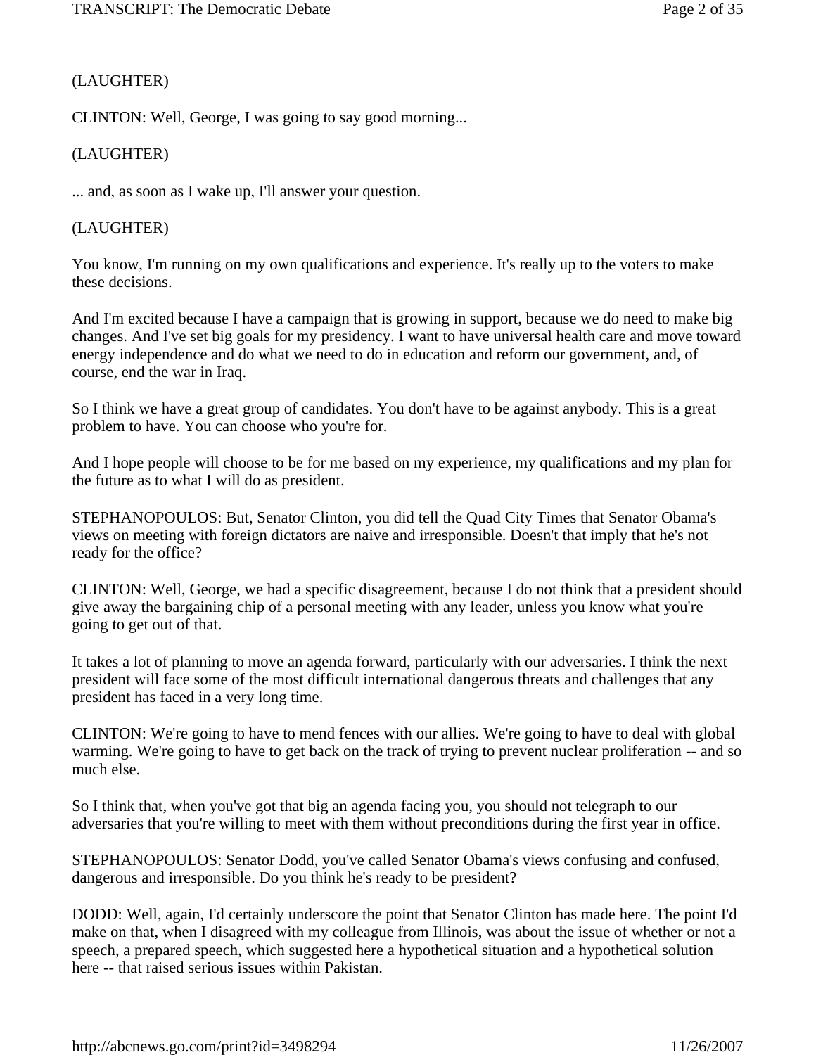(LAUGHTER)

CLINTON: Well, George, I was going to say good morning...

(LAUGHTER)

... and, as soon as I wake up, I'll answer your question.

(LAUGHTER)

You know, I'm running on my own qualifications and experience. It's really up to the voters to make these decisions.

And I'm excited because I have a campaign that is growing in support, because we do need to make big changes. And I've set big goals for my presidency. I want to have universal health care and move toward energy independence and do what we need to do in education and reform our government, and, of course, end the war in Iraq.

So I think we have a great group of candidates. You don't have to be against anybody. This is a great problem to have. You can choose who you're for.

And I hope people will choose to be for me based on my experience, my qualifications and my plan for the future as to what I will do as president.

STEPHANOPOULOS: But, Senator Clinton, you did tell the Quad City Times that Senator Obama's views on meeting with foreign dictators are naive and irresponsible. Doesn't that imply that he's not ready for the office?

CLINTON: Well, George, we had a specific disagreement, because I do not think that a president should give away the bargaining chip of a personal meeting with any leader, unless you know what you're going to get out of that.

It takes a lot of planning to move an agenda forward, particularly with our adversaries. I think the next president will face some of the most difficult international dangerous threats and challenges that any president has faced in a very long time.

CLINTON: We're going to have to mend fences with our allies. We're going to have to deal with global warming. We're going to have to get back on the track of trying to prevent nuclear proliferation -- and so much else.

So I think that, when you've got that big an agenda facing you, you should not telegraph to our adversaries that you're willing to meet with them without preconditions during the first year in office.

STEPHANOPOULOS: Senator Dodd, you've called Senator Obama's views confusing and confused, dangerous and irresponsible. Do you think he's ready to be president?

DODD: Well, again, I'd certainly underscore the point that Senator Clinton has made here. The point I'd make on that, when I disagreed with my colleague from Illinois, was about the issue of whether or not a speech, a prepared speech, which suggested here a hypothetical situation and a hypothetical solution here -- that raised serious issues within Pakistan.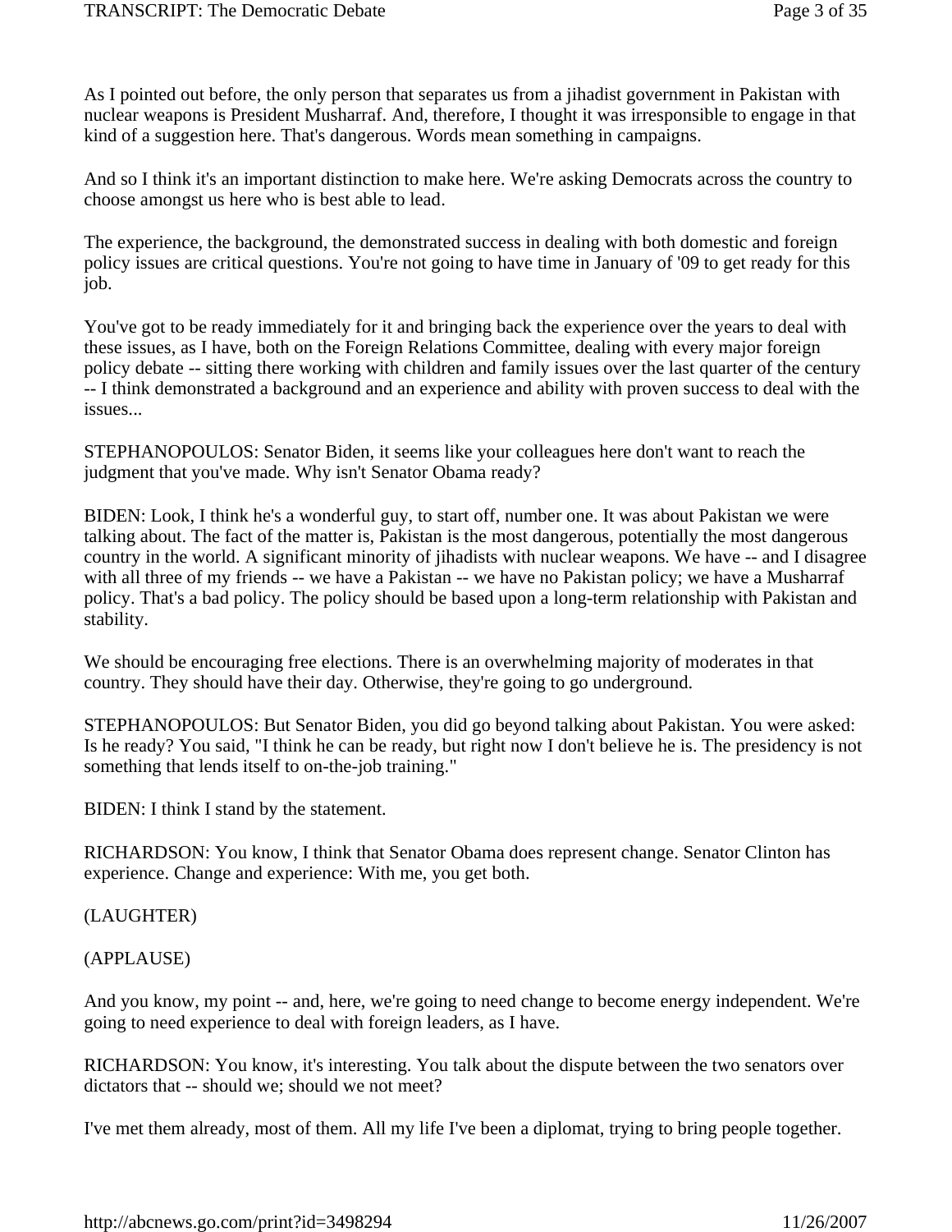As I pointed out before, the only person that separates us from a jihadist government in Pakistan with nuclear weapons is President Musharraf. And, therefore, I thought it was irresponsible to engage in that kind of a suggestion here. That's dangerous. Words mean something in campaigns.

And so I think it's an important distinction to make here. We're asking Democrats across the country to choose amongst us here who is best able to lead.

The experience, the background, the demonstrated success in dealing with both domestic and foreign policy issues are critical questions. You're not going to have time in January of '09 to get ready for this job.

You've got to be ready immediately for it and bringing back the experience over the years to deal with these issues, as I have, both on the Foreign Relations Committee, dealing with every major foreign policy debate -- sitting there working with children and family issues over the last quarter of the century -- I think demonstrated a background and an experience and ability with proven success to deal with the issues...

STEPHANOPOULOS: Senator Biden, it seems like your colleagues here don't want to reach the judgment that you've made. Why isn't Senator Obama ready?

BIDEN: Look, I think he's a wonderful guy, to start off, number one. It was about Pakistan we were talking about. The fact of the matter is, Pakistan is the most dangerous, potentially the most dangerous country in the world. A significant minority of jihadists with nuclear weapons. We have -- and I disagree with all three of my friends -- we have a Pakistan -- we have no Pakistan policy; we have a Musharraf policy. That's a bad policy. The policy should be based upon a long-term relationship with Pakistan and stability.

We should be encouraging free elections. There is an overwhelming majority of moderates in that country. They should have their day. Otherwise, they're going to go underground.

STEPHANOPOULOS: But Senator Biden, you did go beyond talking about Pakistan. You were asked: Is he ready? You said, "I think he can be ready, but right now I don't believe he is. The presidency is not something that lends itself to on-the-job training."

BIDEN: I think I stand by the statement.

RICHARDSON: You know, I think that Senator Obama does represent change. Senator Clinton has experience. Change and experience: With me, you get both.

(LAUGHTER)

(APPLAUSE)

And you know, my point -- and, here, we're going to need change to become energy independent. We're going to need experience to deal with foreign leaders, as I have.

RICHARDSON: You know, it's interesting. You talk about the dispute between the two senators over dictators that -- should we; should we not meet?

I've met them already, most of them. All my life I've been a diplomat, trying to bring people together.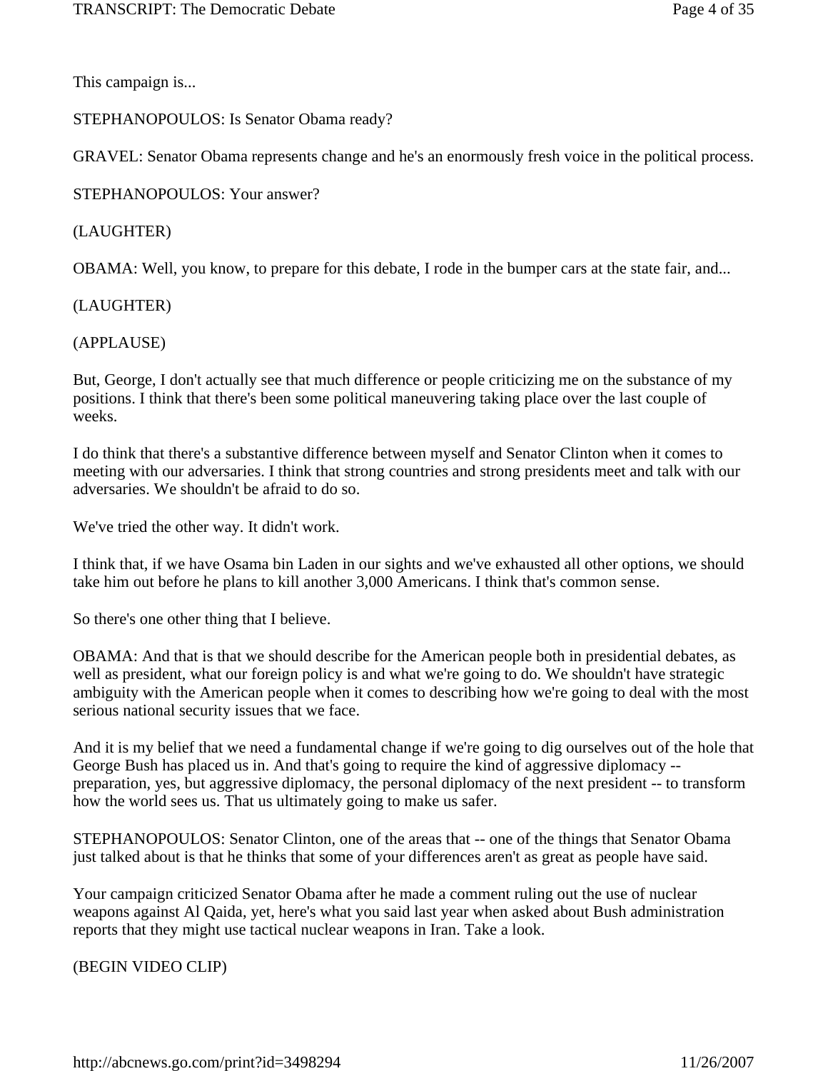This campaign is...

STEPHANOPOULOS: Is Senator Obama ready?

GRAVEL: Senator Obama represents change and he's an enormously fresh voice in the political process.

STEPHANOPOULOS: Your answer?

(LAUGHTER)

OBAMA: Well, you know, to prepare for this debate, I rode in the bumper cars at the state fair, and...

(LAUGHTER)

(APPLAUSE)

But, George, I don't actually see that much difference or people criticizing me on the substance of my positions. I think that there's been some political maneuvering taking place over the last couple of weeks.

I do think that there's a substantive difference between myself and Senator Clinton when it comes to meeting with our adversaries. I think that strong countries and strong presidents meet and talk with our adversaries. We shouldn't be afraid to do so.

We've tried the other way. It didn't work.

I think that, if we have Osama bin Laden in our sights and we've exhausted all other options, we should take him out before he plans to kill another 3,000 Americans. I think that's common sense.

So there's one other thing that I believe.

OBAMA: And that is that we should describe for the American people both in presidential debates, as well as president, what our foreign policy is and what we're going to do. We shouldn't have strategic ambiguity with the American people when it comes to describing how we're going to deal with the most serious national security issues that we face.

And it is my belief that we need a fundamental change if we're going to dig ourselves out of the hole that George Bush has placed us in. And that's going to require the kind of aggressive diplomacy -- preparation, yes, but aggressive diplomacy, the personal diplomacy of the next president -- to transform how the world sees us. That us ultimately going to make us safer.

STEPHANOPOULOS: Senator Clinton, one of the areas that -- one of the things that Senator Obama just talked about is that he thinks that some of your differences aren't as great as people have said.

Your campaign criticized Senator Obama after he made a comment ruling out the use of nuclear weapons against Al Qaida, yet, here's what you said last year when asked about Bush administration reports that they might use tactical nuclear weapons in Iran. Take a look.

(BEGIN VIDEO CLIP)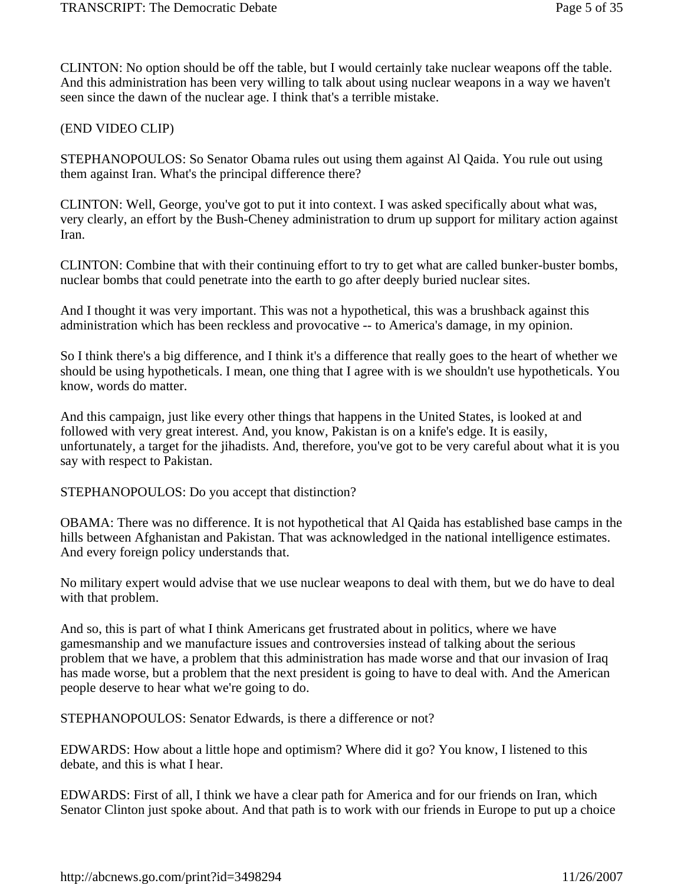CLINTON: No option should be off the table, but I would certainly take nuclear weapons off the table. And this administration has been very willing to talk about using nuclear weapons in a way we haven't seen since the dawn of the nuclear age. I think that's a terrible mistake.

(END VIDEO CLIP)

STEPHANOPOULOS: So Senator Obama rules out using them against Al Qaida. You rule out using them against Iran. What's the principal difference there?

CLINTON: Well, George, you've got to put it into context. I was asked specifically about what was, very clearly, an effort by the Bush-Cheney administration to drum up support for military action against Iran.

CLINTON: Combine that with their continuing effort to try to get what are called bunker-buster bombs, nuclear bombs that could penetrate into the earth to go after deeply buried nuclear sites.

And I thought it was very important. This was not a hypothetical, this was a brushback against this administration which has been reckless and provocative -- to America's damage, in my opinion.

So I think there's a big difference, and I think it's a difference that really goes to the heart of whether we should be using hypotheticals. I mean, one thing that I agree with is we shouldn't use hypotheticals. You know, words do matter.

And this campaign, just like every other things that happens in the United States, is looked at and followed with very great interest. And, you know, Pakistan is on a knife's edge. It is easily, unfortunately, a target for the jihadists. And, therefore, you've got to be very careful about what it is you say with respect to Pakistan.

STEPHANOPOULOS: Do you accept that distinction?

OBAMA: There was no difference. It is not hypothetical that Al Qaida has established base camps in the hills between Afghanistan and Pakistan. That was acknowledged in the national intelligence estimates. And every foreign policy understands that.

No military expert would advise that we use nuclear weapons to deal with them, but we do have to deal with that problem.

And so, this is part of what I think Americans get frustrated about in politics, where we have gamesmanship and we manufacture issues and controversies instead of talking about the serious problem that we have, a problem that this administration has made worse and that our invasion of Iraq has made worse, but a problem that the next president is going to have to deal with. And the American people deserve to hear what we're going to do.

STEPHANOPOULOS: Senator Edwards, is there a difference or not?

EDWARDS: How about a little hope and optimism? Where did it go? You know, I listened to this debate, and this is what I hear.

EDWARDS: First of all, I think we have a clear path for America and for our friends on Iran, which Senator Clinton just spoke about. And that path is to work with our friends in Europe to put up a choice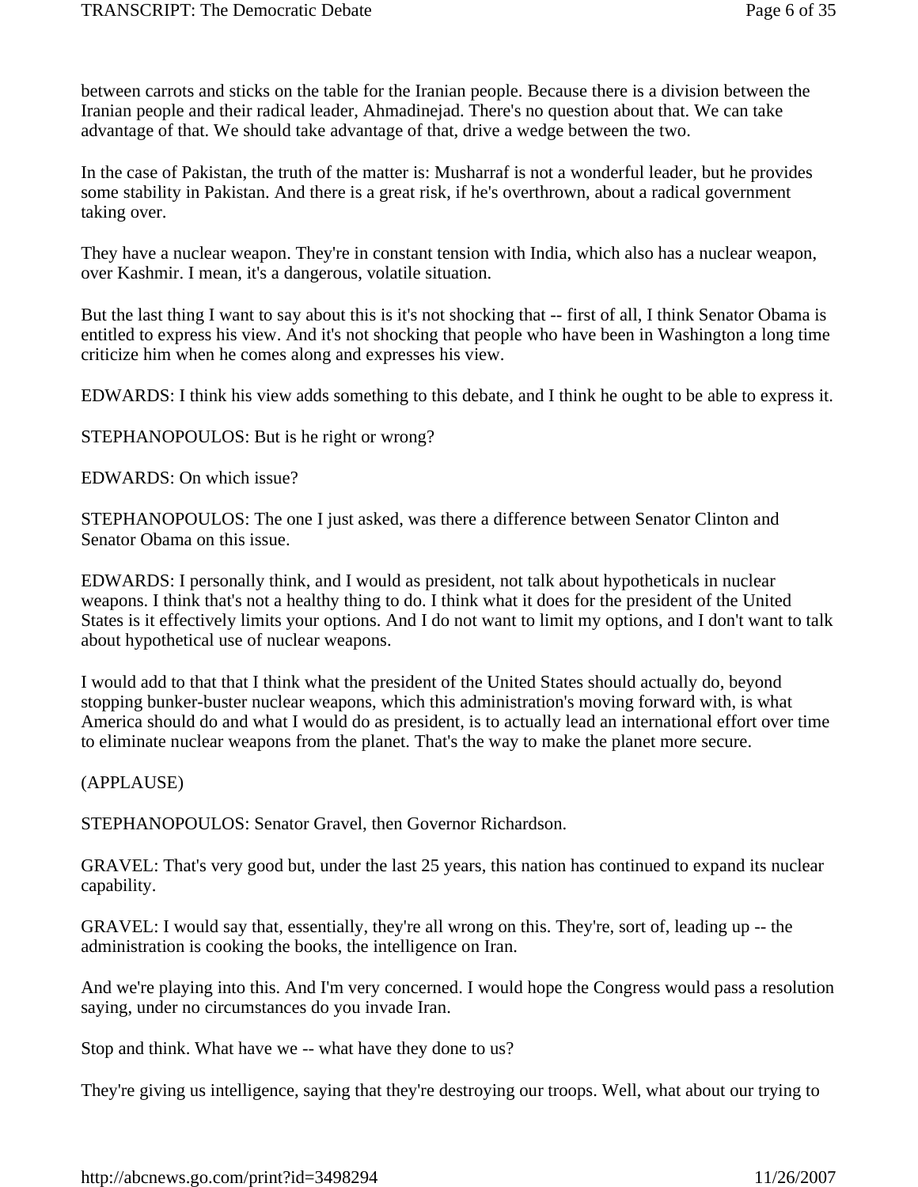between carrots and sticks on the table for the Iranian people. Because there is a division between the Iranian people and their radical leader, Ahmadinejad. There's no question about that. We can take advantage of that. We should take advantage of that, drive a wedge between the two.

In the case of Pakistan, the truth of the matter is: Musharraf is not a wonderful leader, but he provides some stability in Pakistan. And there is a great risk, if he's overthrown, about a radical government taking over.

They have a nuclear weapon. They're in constant tension with India, which also has a nuclear weapon, over Kashmir. I mean, it's a dangerous, volatile situation.

But the last thing I want to say about this is it's not shocking that -- first of all, I think Senator Obama is entitled to express his view. And it's not shocking that people who have been in Washington a long time criticize him when he comes along and expresses his view.

EDWARDS: I think his view adds something to this debate, and I think he ought to be able to express it.

STEPHANOPOULOS: But is he right or wrong?

EDWARDS: On which issue?

STEPHANOPOULOS: The one I just asked, was there a difference between Senator Clinton and Senator Obama on this issue.

EDWARDS: I personally think, and I would as president, not talk about hypotheticals in nuclear weapons. I think that's not a healthy thing to do. I think what it does for the president of the United States is it effectively limits your options. And I do not want to limit my options, and I don't want to talk about hypothetical use of nuclear weapons.

I would add to that that I think what the president of the United States should actually do, beyond stopping bunker-buster nuclear weapons, which this administration's moving forward with, is what America should do and what I would do as president, is to actually lead an international effort over time to eliminate nuclear weapons from the planet. That's the way to make the planet more secure.

(APPLAUSE)

STEPHANOPOULOS: Senator Gravel, then Governor Richardson.

GRAVEL: That's very good but, under the last 25 years, this nation has continued to expand its nuclear capability.

GRAVEL: I would say that, essentially, they're all wrong on this. They're, sort of, leading up -- the administration is cooking the books, the intelligence on Iran.

And we're playing into this. And I'm very concerned. I would hope the Congress would pass a resolution saying, under no circumstances do you invade Iran.

Stop and think. What have we -- what have they done to us?

They're giving us intelligence, saying that they're destroying our troops. Well, what about our trying to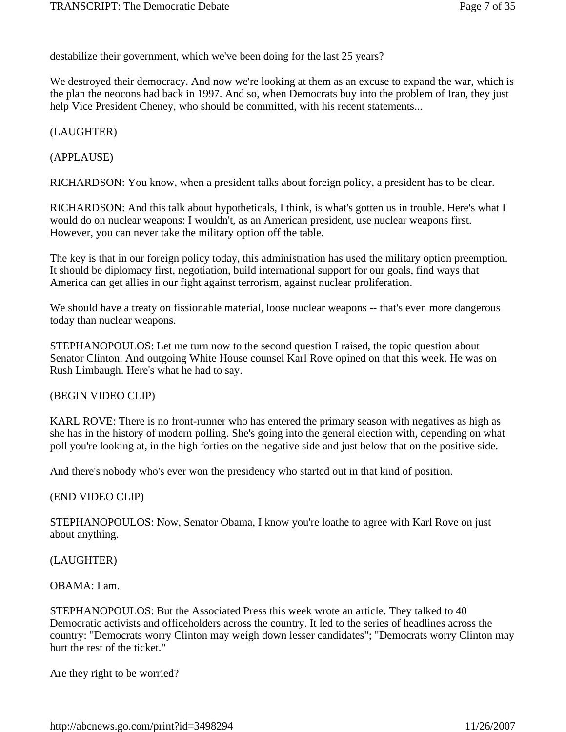destabilize their government, which we've been doing for the last 25 years?

We destroyed their democracy. And now we're looking at them as an excuse to expand the war, which is the plan the neocons had back in 1997. And so, when Democrats buy into the problem of Iran, they just help Vice President Cheney, who should be committed, with his recent statements...

(LAUGHTER)

(APPLAUSE)

RICHARDSON: You know, when a president talks about foreign policy, a president has to be clear.

RICHARDSON: And this talk about hypotheticals, I think, is what's gotten us in trouble. Here's what I would do on nuclear weapons: I wouldn't, as an American president, use nuclear weapons first. However, you can never take the military option off the table.

The key is that in our foreign policy today, this administration has used the military option preemption. It should be diplomacy first, negotiation, build international support for our goals, find ways that America can get allies in our fight against terrorism, against nuclear proliferation.

We should have a treaty on fissionable material, loose nuclear weapons -- that's even more dangerous today than nuclear weapons.

STEPHANOPOULOS: Let me turn now to the second question I raised, the topic question about Senator Clinton. And outgoing White House counsel Karl Rove opined on that this week. He was on Rush Limbaugh. Here's what he had to say.

(BEGIN VIDEO CLIP)

KARL ROVE: There is no front-runner who has entered the primary season with negatives as high as she has in the history of modern polling. She's going into the general election with, depending on what poll you're looking at, in the high forties on the negative side and just below that on the positive side.

And there's nobody who's ever won the presidency who started out in that kind of position.

(END VIDEO CLIP)

STEPHANOPOULOS: Now, Senator Obama, I know you're loathe to agree with Karl Rove on just about anything.

(LAUGHTER)

OBAMA: I am.

STEPHANOPOULOS: But the Associated Press this week wrote an article. They talked to 40 Democratic activists and officeholders across the country. It led to the series of headlines across the country: "Democrats worry Clinton may weigh down lesser candidates"; "Democrats worry Clinton may hurt the rest of the ticket."

Are they right to be worried?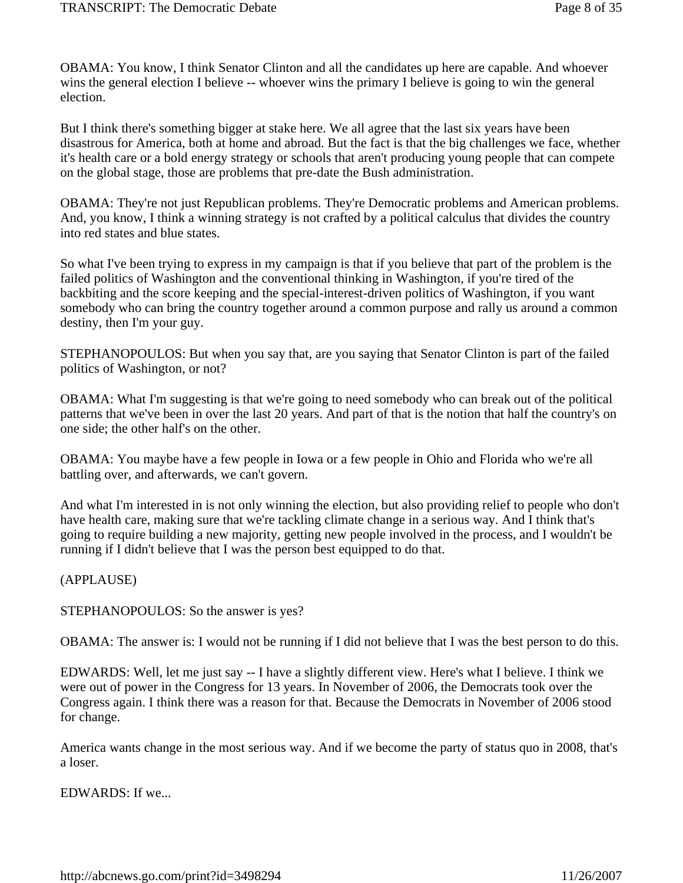OBAMA: You know, I think Senator Clinton and all the candidates up here are capable. And whoever wins the general election I believe -- whoever wins the primary I believe is going to win the general election.

But I think there's something bigger at stake here. We all agree that the last six years have been disastrous for America, both at home and abroad. But the fact is that the big challenges we face, whether it's health care or a bold energy strategy or schools that aren't producing young people that can compete on the global stage, those are problems that pre-date the Bush administration.

OBAMA: They're not just Republican problems. They're Democratic problems and American problems. And, you know, I think a winning strategy is not crafted by a political calculus that divides the country into red states and blue states.

So what I've been trying to express in my campaign is that if you believe that part of the problem is the failed politics of Washington and the conventional thinking in Washington, if you're tired of the backbiting and the score keeping and the special-interest-driven politics of Washington, if you want somebody who can bring the country together around a common purpose and rally us around a common destiny, then I'm your guy.

STEPHANOPOULOS: But when you say that, are you saying that Senator Clinton is part of the failed politics of Washington, or not?

OBAMA: What I'm suggesting is that we're going to need somebody who can break out of the political patterns that we've been in over the last 20 years. And part of that is the notion that half the country's on one side; the other half's on the other.

OBAMA: You maybe have a few people in Iowa or a few people in Ohio and Florida who we're all battling over, and afterwards, we can't govern.

And what I'm interested in is not only winning the election, but also providing relief to people who don't have health care, making sure that we're tackling climate change in a serious way. And I think that's going to require building a new majority, getting new people involved in the process, and I wouldn't be running if I didn't believe that I was the person best equipped to do that.

(APPLAUSE)

STEPHANOPOULOS: So the answer is yes?

OBAMA: The answer is: I would not be running if I did not believe that I was the best person to do this.

EDWARDS: Well, let me just say -- I have a slightly different view. Here's what I believe. I think we were out of power in the Congress for 13 years. In November of 2006, the Democrats took over the Congress again. I think there was a reason for that. Because the Democrats in November of 2006 stood for change.

America wants change in the most serious way. And if we become the party of status quo in 2008, that's a loser.

EDWARDS: If we...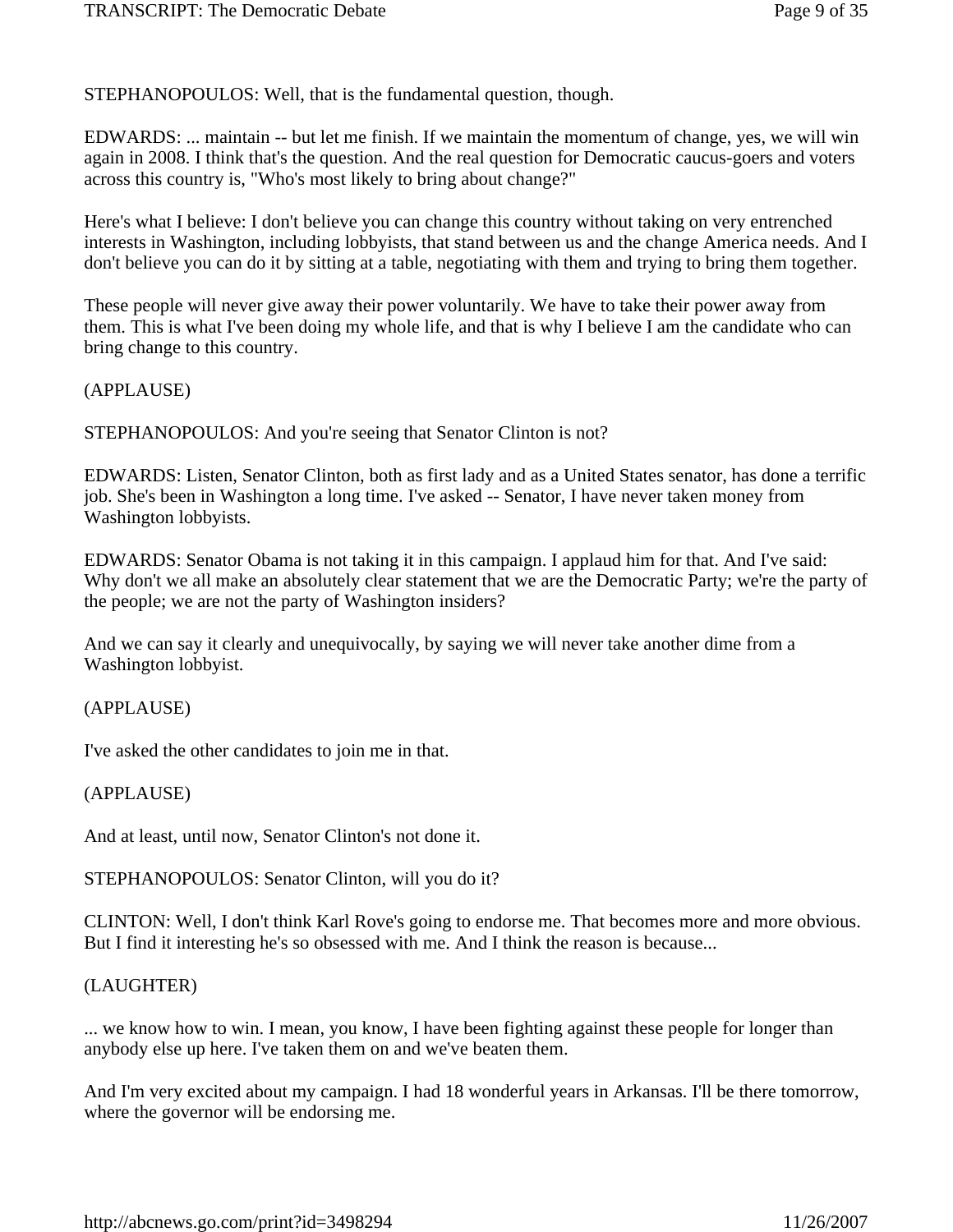STEPHANOPOULOS: Well, that is the fundamental question, though.

EDWARDS: ... maintain -- but let me finish. If we maintain the momentum of change, yes, we will win again in 2008. I think that's the question. And the real question for Democratic caucus-goers and voters across this country is, "Who's most likely to bring about change?"

Here's what I believe: I don't believe you can change this country without taking on very entrenched interests in Washington, including lobbyists, that stand between us and the change America needs. And I don't believe you can do it by sitting at a table, negotiating with them and trying to bring them together.

These people will never give away their power voluntarily. We have to take their power away from them. This is what I've been doing my whole life, and that is why I believe I am the candidate who can bring change to this country.

(APPLAUSE)

STEPHANOPOULOS: And you're seeing that Senator Clinton is not?

EDWARDS: Listen, Senator Clinton, both as first lady and as a United States senator, has done a terrific job. She's been in Washington a long time. I've asked -- Senator, I have never taken money from Washington lobbyists.

EDWARDS: Senator Obama is not taking it in this campaign. I applaud him for that. And I've said: Why don't we all make an absolutely clear statement that we are the Democratic Party; we're the party of the people; we are not the party of Washington insiders?

And we can say it clearly and unequivocally, by saying we will never take another dime from a Washington lobbyist.

(APPLAUSE)

I've asked the other candidates to join me in that.

(APPLAUSE)

And at least, until now, Senator Clinton's not done it.

STEPHANOPOULOS: Senator Clinton, will you do it?

CLINTON: Well, I don't think Karl Rove's going to endorse me. That becomes more and more obvious. But I find it interesting he's so obsessed with me. And I think the reason is because...

(LAUGHTER)

... we know how to win. I mean, you know, I have been fighting against these people for longer than anybody else up here. I've taken them on and we've beaten them.

And I'm very excited about my campaign. I had 18 wonderful years in Arkansas. I'll be there tomorrow, where the governor will be endorsing me.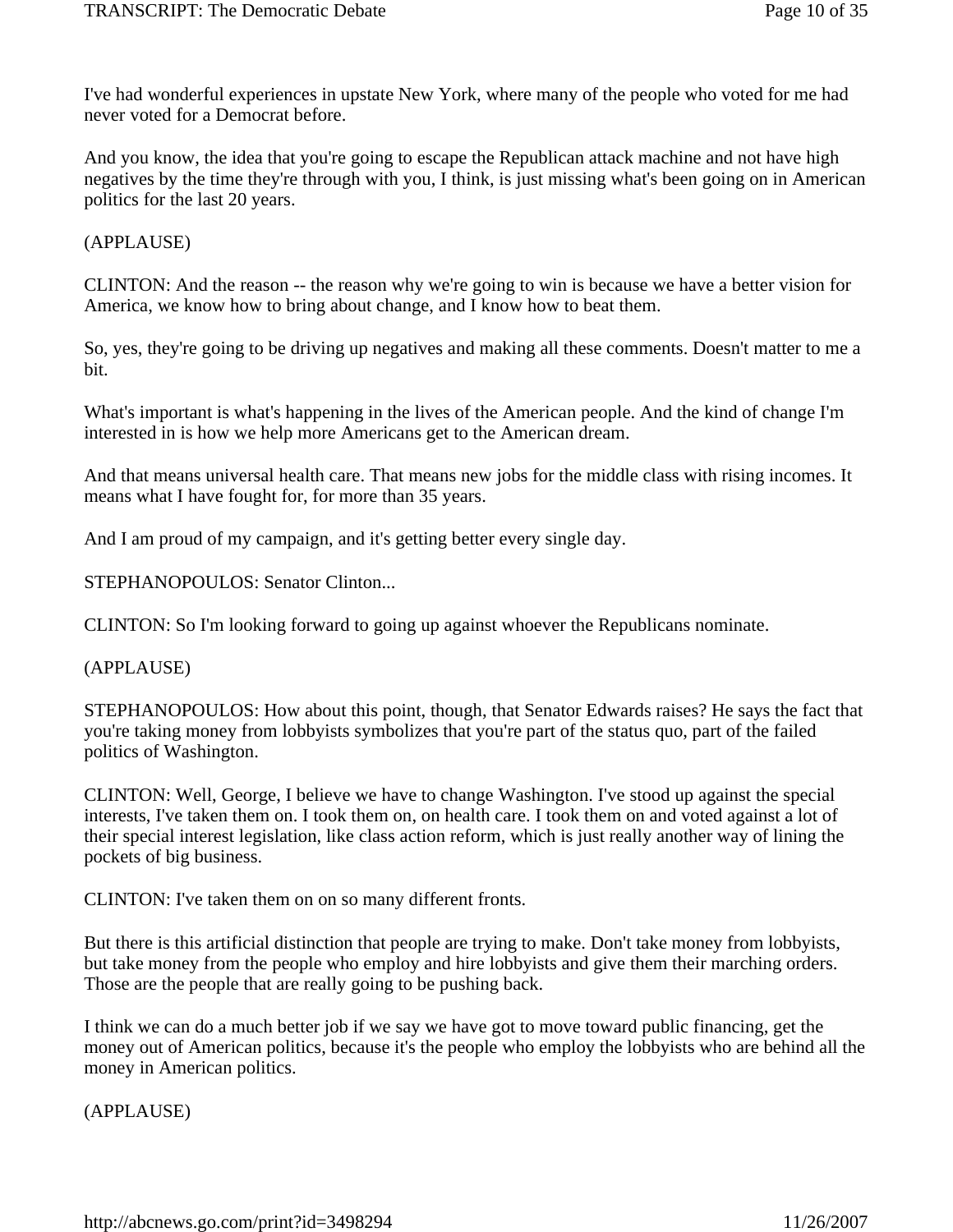I've had wonderful experiences in upstate New York, where many of the people who voted for me had never voted for a Democrat before.

And you know, the idea that you're going to escape the Republican attack machine and not have high negatives by the time they're through with you, I think, is just missing what's been going on in American politics for the last 20 years.

(APPLAUSE)

CLINTON: And the reason -- the reason why we're going to win is because we have a better vision for America, we know how to bring about change, and I know how to beat them.

So, yes, they're going to be driving up negatives and making all these comments. Doesn't matter to me a bit.

What's important is what's happening in the lives of the American people. And the kind of change I'm interested in is how we help more Americans get to the American dream.

And that means universal health care. That means new jobs for the middle class with rising incomes. It means what I have fought for, for more than 35 years.

And I am proud of my campaign, and it's getting better every single day.

STEPHANOPOULOS: Senator Clinton...

CLINTON: So I'm looking forward to going up against whoever the Republicans nominate.

(APPLAUSE)

STEPHANOPOULOS: How about this point, though, that Senator Edwards raises? He says the fact that you're taking money from lobbyists symbolizes that you're part of the status quo, part of the failed politics of Washington.

CLINTON: Well, George, I believe we have to change Washington. I've stood up against the special interests, I've taken them on. I took them on, on health care. I took them on and voted against a lot of their special interest legislation, like class action reform, which is just really another way of lining the pockets of big business.

CLINTON: I've taken them on on so many different fronts.

But there is this artificial distinction that people are trying to make. Don't take money from lobbyists, but take money from the people who employ and hire lobbyists and give them their marching orders. Those are the people that are really going to be pushing back.

I think we can do a much better job if we say we have got to move toward public financing, get the money out of American politics, because it's the people who employ the lobbyists who are behind all the money in American politics.

(APPLAUSE)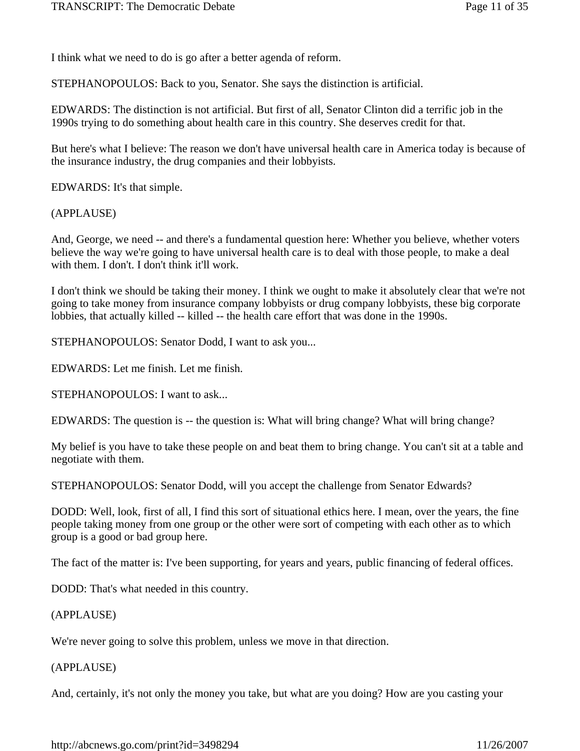I think what we need to do is go after a better agenda of reform.

STEPHANOPOULOS: Back to you, Senator. She says the distinction is artificial.

EDWARDS: The distinction is not artificial. But first of all, Senator Clinton did a terrific job in the 1990s trying to do something about health care in this country. She deserves credit for that.

But here's what I believe: The reason we don't have universal health care in America today is because of the insurance industry, the drug companies and their lobbyists.

EDWARDS: It's that simple.

(APPLAUSE)

And, George, we need -- and there's a fundamental question here: Whether you believe, whether voters believe the way we're going to have universal health care is to deal with those people, to make a deal with them. I don't. I don't think it'll work.

I don't think we should be taking their money. I think we ought to make it absolutely clear that we're not going to take money from insurance company lobbyists or drug company lobbyists, these big corporate lobbies, that actually killed -- killed -- the health care effort that was done in the 1990s.

STEPHANOPOULOS: Senator Dodd, I want to ask you...

EDWARDS: Let me finish. Let me finish.

STEPHANOPOULOS: I want to ask...

EDWARDS: The question is -- the question is: What will bring change? What will bring change?

My belief is you have to take these people on and beat them to bring change. You can't sit at a table and negotiate with them.

STEPHANOPOULOS: Senator Dodd, will you accept the challenge from Senator Edwards?

DODD: Well, look, first of all, I find this sort of situational ethics here. I mean, over the years, the fine people taking money from one group or the other were sort of competing with each other as to which group is a good or bad group here.

The fact of the matter is: I've been supporting, for years and years, public financing of federal offices.

DODD: That's what needed in this country.

(APPLAUSE)

We're never going to solve this problem, unless we move in that direction.

(APPLAUSE)

And, certainly, it's not only the money you take, but what are you doing? How are you casting your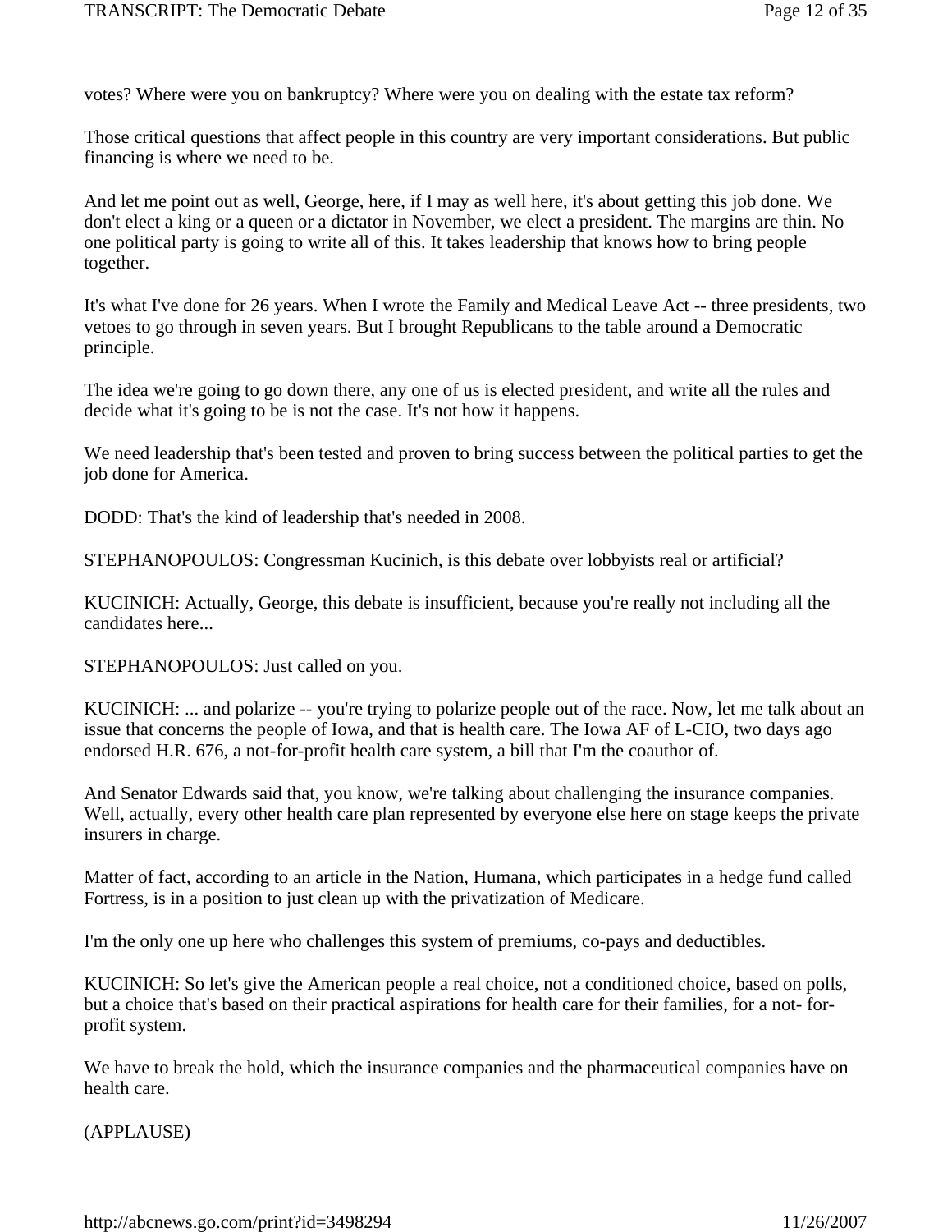votes? Where were you on bankruptcy? Where were you on dealing with the estate tax reform?

Those critical questions that affect people in this country are very important considerations. But public financing is where we need to be.

And let me point out as well, George, here, if I may as well here, it's about getting this job done. We don't elect a king or a queen or a dictator in November, we elect a president. The margins are thin. No one political party is going to write all of this. It takes leadership that knows how to bring people together.

It's what I've done for 26 years. When I wrote the Family and Medical Leave Act -- three presidents, two vetoes to go through in seven years. But I brought Republicans to the table around a Democratic principle.

The idea we're going to go down there, any one of us is elected president, and write all the rules and decide what it's going to be is not the case. It's not how it happens.

We need leadership that's been tested and proven to bring success between the political parties to get the job done for America.

DODD: That's the kind of leadership that's needed in 2008.

STEPHANOPOULOS: Congressman Kucinich, is this debate over lobbyists real or artificial?

KUCINICH: Actually, George, this debate is insufficient, because you're really not including all the candidates here...

STEPHANOPOULOS: Just called on you.

KUCINICH: ... and polarize -- you're trying to polarize people out of the race. Now, let me talk about an issue that concerns the people of Iowa, and that is health care. The Iowa AF of L-CIO, two days ago endorsed H.R. 676, a not-for-profit health care system, a bill that I'm the coauthor of.

And Senator Edwards said that, you know, we're talking about challenging the insurance companies. Well, actually, every other health care plan represented by everyone else here on stage keeps the private insurers in charge.

Matter of fact, according to an article in the Nation, Humana, which participates in a hedge fund called Fortress, is in a position to just clean up with the privatization of Medicare.

I'm the only one up here who challenges this system of premiums, co-pays and deductibles.

KUCINICH: So let's give the American people a real choice, not a conditioned choice, based on polls, but a choice that's based on their practical aspirations for health care for their families, for a not- for-profit system.

We have to break the hold, which the insurance companies and the pharmaceutical companies have on health care.

(APPLAUSE)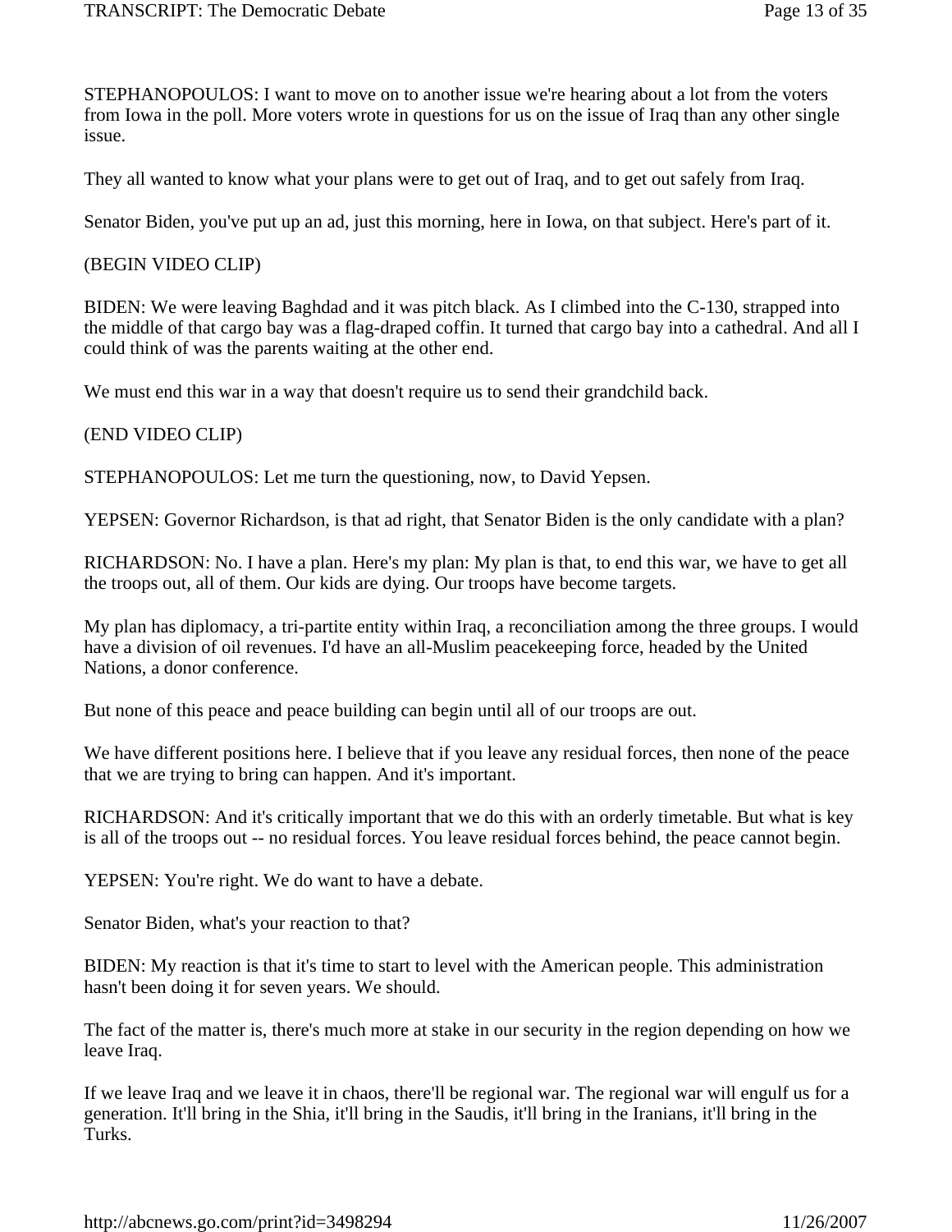STEPHANOPOULOS: I want to move on to another issue we're hearing about a lot from the voters from Iowa in the poll. More voters wrote in questions for us on the issue of Iraq than any other single issue.

They all wanted to know what your plans were to get out of Iraq, and to get out safely from Iraq.

Senator Biden, you've put up an ad, just this morning, here in Iowa, on that subject. Here's part of it.

(BEGIN VIDEO CLIP)

BIDEN: We were leaving Baghdad and it was pitch black. As I climbed into the C-130, strapped into the middle of that cargo bay was a flag-draped coffin. It turned that cargo bay into a cathedral. And all I could think of was the parents waiting at the other end.

We must end this war in a way that doesn't require us to send their grandchild back.

(END VIDEO CLIP)

STEPHANOPOULOS: Let me turn the questioning, now, to David Yepsen.

YEPSEN: Governor Richardson, is that ad right, that Senator Biden is the only candidate with a plan?

RICHARDSON: No. I have a plan. Here's my plan: My plan is that, to end this war, we have to get all the troops out, all of them. Our kids are dying. Our troops have become targets.

My plan has diplomacy, a tri-partite entity within Iraq, a reconciliation among the three groups. I would have a division of oil revenues. I'd have an all-Muslim peacekeeping force, headed by the United Nations, a donor conference.

But none of this peace and peace building can begin until all of our troops are out.

We have different positions here. I believe that if you leave any residual forces, then none of the peace that we are trying to bring can happen. And it's important.

RICHARDSON: And it's critically important that we do this with an orderly timetable. But what is key is all of the troops out -- no residual forces. You leave residual forces behind, the peace cannot begin.

YEPSEN: You're right. We do want to have a debate.

Senator Biden, what's your reaction to that?

BIDEN: My reaction is that it's time to start to level with the American people. This administration hasn't been doing it for seven years. We should.

The fact of the matter is, there's much more at stake in our security in the region depending on how we leave Iraq.

If we leave Iraq and we leave it in chaos, there'll be regional war. The regional war will engulf us for a generation. It'll bring in the Shia, it'll bring in the Saudis, it'll bring in the Iranians, it'll bring in the Turks.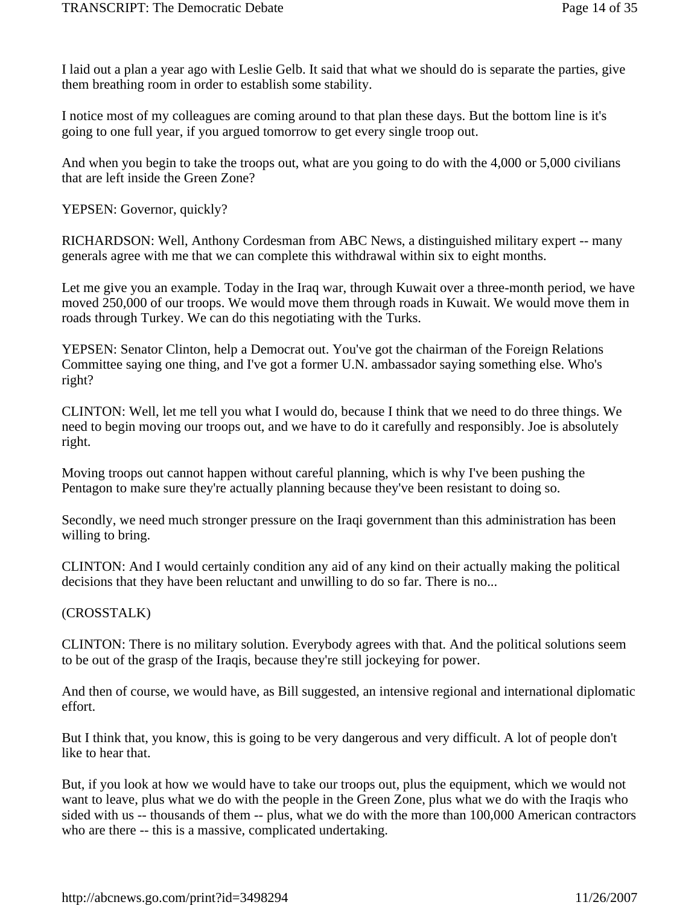I laid out a plan a year ago with Leslie Gelb. It said that what we should do is separate the parties, give them breathing room in order to establish some stability.

I notice most of my colleagues are coming around to that plan these days. But the bottom line is it's going to one full year, if you argued tomorrow to get every single troop out.

And when you begin to take the troops out, what are you going to do with the 4,000 or 5,000 civilians that are left inside the Green Zone?

YEPSEN: Governor, quickly?

RICHARDSON: Well, Anthony Cordesman from ABC News, a distinguished military expert -- many generals agree with me that we can complete this withdrawal within six to eight months.

Let me give you an example. Today in the Iraq war, through Kuwait over a three-month period, we have moved 250,000 of our troops. We would move them through roads in Kuwait. We would move them in roads through Turkey. We can do this negotiating with the Turks.

YEPSEN: Senator Clinton, help a Democrat out. You've got the chairman of the Foreign Relations Committee saying one thing, and I've got a former U.N. ambassador saying something else. Who's right?

CLINTON: Well, let me tell you what I would do, because I think that we need to do three things. We need to begin moving our troops out, and we have to do it carefully and responsibly. Joe is absolutely right.

Moving troops out cannot happen without careful planning, which is why I've been pushing the Pentagon to make sure they're actually planning because they've been resistant to doing so.

Secondly, we need much stronger pressure on the Iraqi government than this administration has been willing to bring.

CLINTON: And I would certainly condition any aid of any kind on their actually making the political decisions that they have been reluctant and unwilling to do so far. There is no...

(CROSSTALK)

CLINTON: There is no military solution. Everybody agrees with that. And the political solutions seem to be out of the grasp of the Iraqis, because they're still jockeying for power.

And then of course, we would have, as Bill suggested, an intensive regional and international diplomatic effort.

But I think that, you know, this is going to be very dangerous and very difficult. A lot of people don't like to hear that.

But, if you look at how we would have to take our troops out, plus the equipment, which we would not want to leave, plus what we do with the people in the Green Zone, plus what we do with the Iraqis who sided with us -- thousands of them -- plus, what we do with the more than 100,000 American contractors who are there -- this is a massive, complicated undertaking.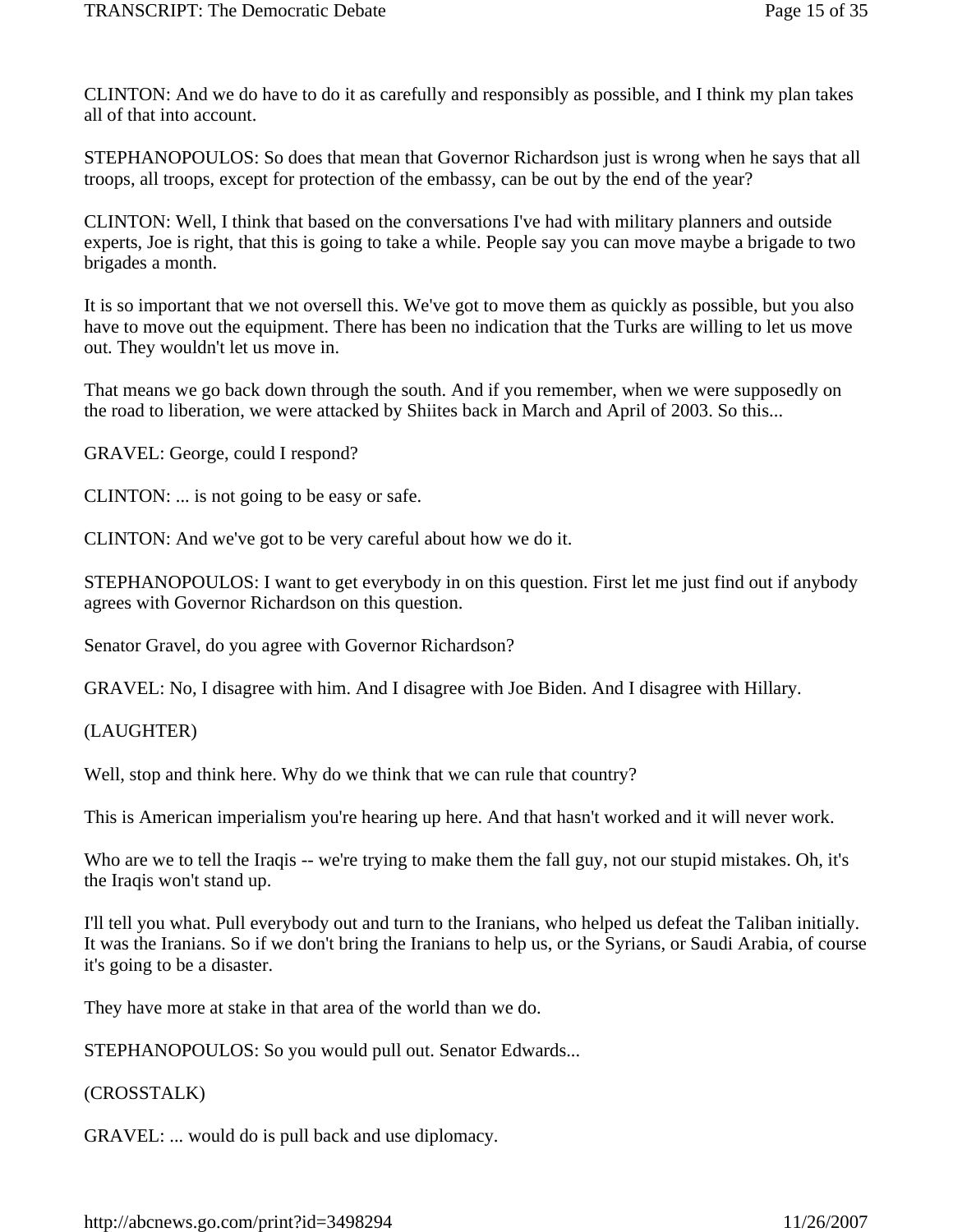CLINTON: And we do have to do it as carefully and responsibly as possible, and I think my plan takes all of that into account.

STEPHANOPOULOS: So does that mean that Governor Richardson just is wrong when he says that all troops, all troops, except for protection of the embassy, can be out by the end of the year?

CLINTON: Well, I think that based on the conversations I've had with military planners and outside experts, Joe is right, that this is going to take a while. People say you can move maybe a brigade to two brigades a month.

It is so important that we not oversell this. We've got to move them as quickly as possible, but you also have to move out the equipment. There has been no indication that the Turks are willing to let us move out. They wouldn't let us move in.

That means we go back down through the south. And if you remember, when we were supposedly on the road to liberation, we were attacked by Shiites back in March and April of 2003. So this...

GRAVEL: George, could I respond?

CLINTON: ... is not going to be easy or safe.

CLINTON: And we've got to be very careful about how we do it.

STEPHANOPOULOS: I want to get everybody in on this question. First let me just find out if anybody agrees with Governor Richardson on this question.

Senator Gravel, do you agree with Governor Richardson?

GRAVEL: No, I disagree with him. And I disagree with Joe Biden. And I disagree with Hillary.

(LAUGHTER)

Well, stop and think here. Why do we think that we can rule that country?

This is American imperialism you're hearing up here. And that hasn't worked and it will never work.

Who are we to tell the Iraqis -- we're trying to make them the fall guy, not our stupid mistakes. Oh, it's the Iraqis won't stand up.

I'll tell you what. Pull everybody out and turn to the Iranians, who helped us defeat the Taliban initially. It was the Iranians. So if we don't bring the Iranians to help us, or the Syrians, or Saudi Arabia, of course it's going to be a disaster.

They have more at stake in that area of the world than we do.

STEPHANOPOULOS: So you would pull out. Senator Edwards...

(CROSSTALK)

GRAVEL: ... would do is pull back and use diplomacy.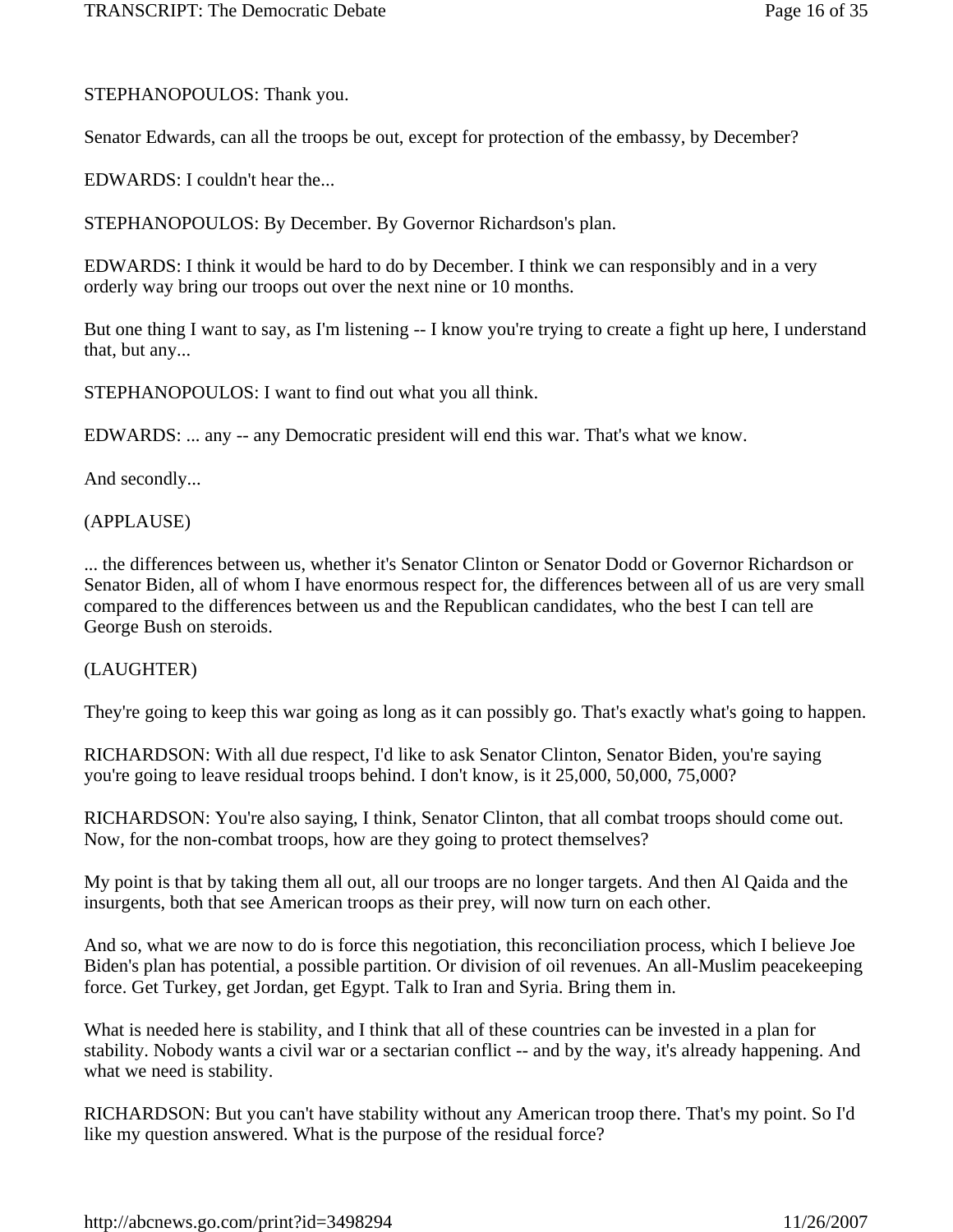STEPHANOPOULOS: Thank you.

Senator Edwards, can all the troops be out, except for protection of the embassy, by December?

EDWARDS: I couldn't hear the...

STEPHANOPOULOS: By December. By Governor Richardson's plan.

EDWARDS: I think it would be hard to do by December. I think we can responsibly and in a very orderly way bring our troops out over the next nine or 10 months.

But one thing I want to say, as I'm listening -- I know you're trying to create a fight up here, I understand that, but any...

STEPHANOPOULOS: I want to find out what you all think.

EDWARDS: ... any -- any Democratic president will end this war. That's what we know.

And secondly...

(APPLAUSE)

... the differences between us, whether it's Senator Clinton or Senator Dodd or Governor Richardson or Senator Biden, all of whom I have enormous respect for, the differences between all of us are very small compared to the differences between us and the Republican candidates, who the best I can tell are George Bush on steroids.

(LAUGHTER)

They're going to keep this war going as long as it can possibly go. That's exactly what's going to happen.

RICHARDSON: With all due respect, I'd like to ask Senator Clinton, Senator Biden, you're saying you're going to leave residual troops behind. I don't know, is it 25,000, 50,000, 75,000?

RICHARDSON: You're also saying, I think, Senator Clinton, that all combat troops should come out. Now, for the non-combat troops, how are they going to protect themselves?

My point is that by taking them all out, all our troops are no longer targets. And then Al Qaida and the insurgents, both that see American troops as their prey, will now turn on each other.

And so, what we are now to do is force this negotiation, this reconciliation process, which I believe Joe Biden's plan has potential, a possible partition. Or division of oil revenues. An all-Muslim peacekeeping force. Get Turkey, get Jordan, get Egypt. Talk to Iran and Syria. Bring them in.

What is needed here is stability, and I think that all of these countries can be invested in a plan for stability. Nobody wants a civil war or a sectarian conflict -- and by the way, it's already happening. And what we need is stability.

RICHARDSON: But you can't have stability without any American troop there. That's my point. So I'd like my question answered. What is the purpose of the residual force?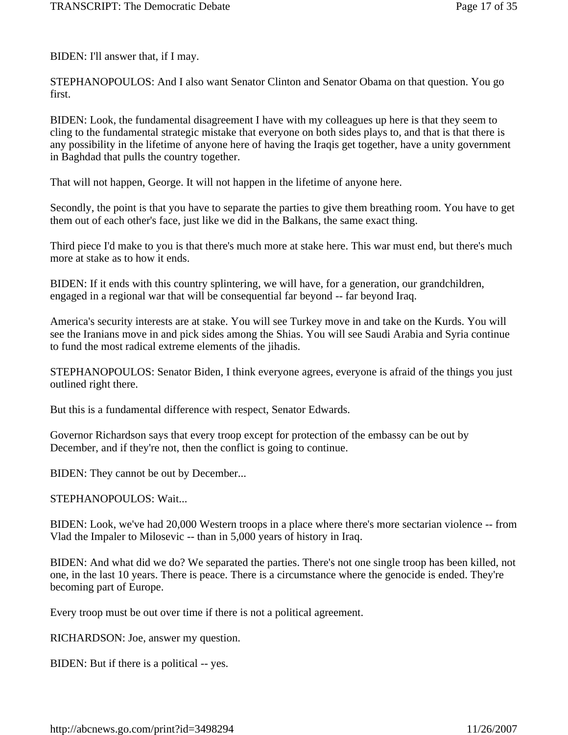BIDEN: I'll answer that, if I may.

STEPHANOPOULOS: And I also want Senator Clinton and Senator Obama on that question. You go first.

BIDEN: Look, the fundamental disagreement I have with my colleagues up here is that they seem to cling to the fundamental strategic mistake that everyone on both sides plays to, and that is that there is any possibility in the lifetime of anyone here of having the Iraqis get together, have a unity government in Baghdad that pulls the country together.

That will not happen, George. It will not happen in the lifetime of anyone here.

Secondly, the point is that you have to separate the parties to give them breathing room. You have to get them out of each other's face, just like we did in the Balkans, the same exact thing.

Third piece I'd make to you is that there's much more at stake here. This war must end, but there's much more at stake as to how it ends.

BIDEN: If it ends with this country splintering, we will have, for a generation, our grandchildren, engaged in a regional war that will be consequential far beyond -- far beyond Iraq.

America's security interests are at stake. You will see Turkey move in and take on the Kurds. You will see the Iranians move in and pick sides among the Shias. You will see Saudi Arabia and Syria continue to fund the most radical extreme elements of the jihadis.

STEPHANOPOULOS: Senator Biden, I think everyone agrees, everyone is afraid of the things you just outlined right there.

But this is a fundamental difference with respect, Senator Edwards.

Governor Richardson says that every troop except for protection of the embassy can be out by December, and if they're not, then the conflict is going to continue.

BIDEN: They cannot be out by December...

STEPHANOPOULOS: Wait...

BIDEN: Look, we've had 20,000 Western troops in a place where there's more sectarian violence -- from Vlad the Impaler to Milosevic -- than in 5,000 years of history in Iraq.

BIDEN: And what did we do? We separated the parties. There's not one single troop has been killed, not one, in the last 10 years. There is peace. There is a circumstance where the genocide is ended. They're becoming part of Europe.

Every troop must be out over time if there is not a political agreement.

RICHARDSON: Joe, answer my question.

BIDEN: But if there is a political -- yes.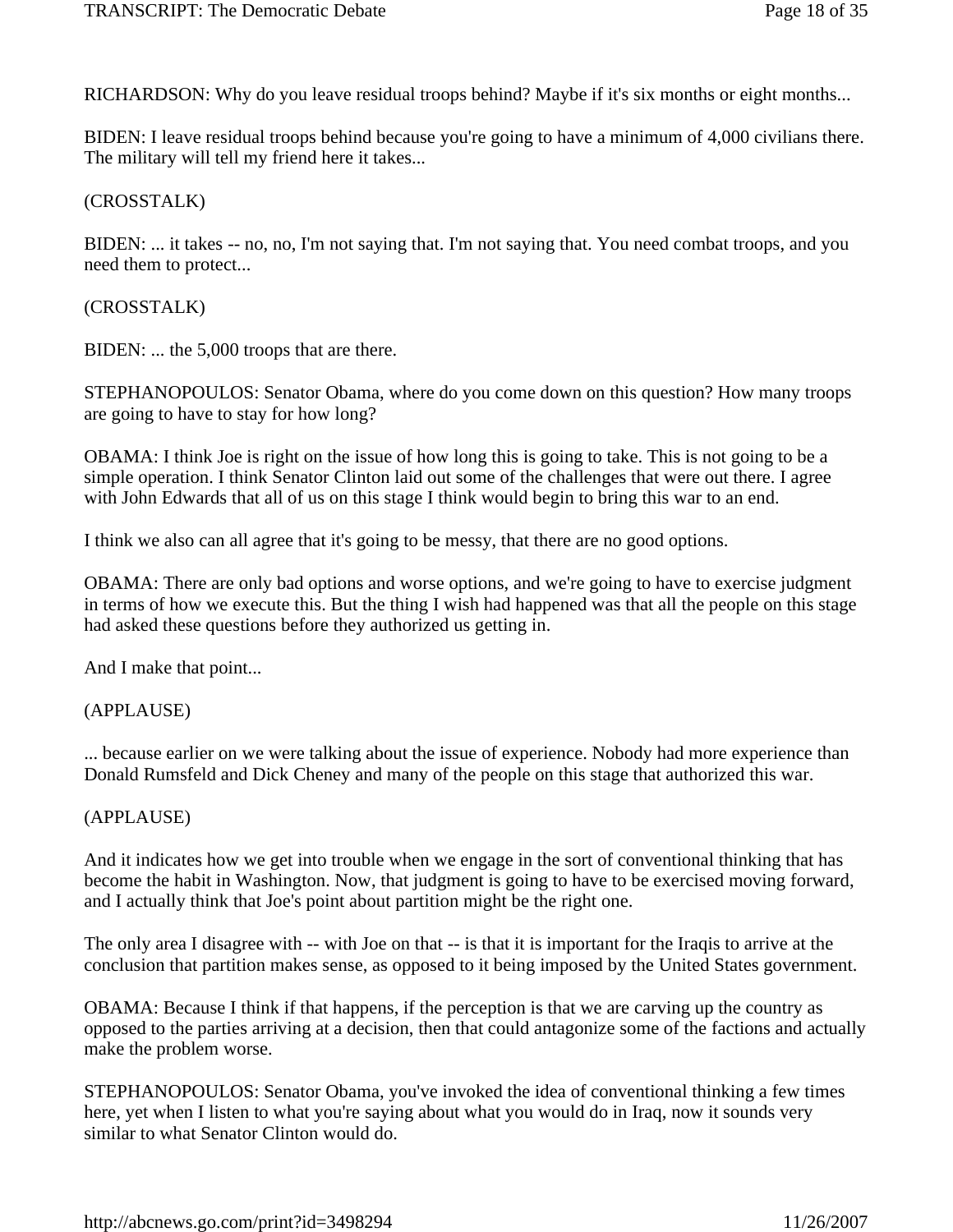RICHARDSON: Why do you leave residual troops behind? Maybe if it's six months or eight months...

BIDEN: I leave residual troops behind because you're going to have a minimum of 4,000 civilians there. The military will tell my friend here it takes...

(CROSSTALK)

BIDEN: ... it takes -- no, no, I'm not saying that. I'm not saying that. You need combat troops, and you need them to protect...

(CROSSTALK)

BIDEN: ... the 5,000 troops that are there.

STEPHANOPOULOS: Senator Obama, where do you come down on this question? How many troops are going to have to stay for how long?

OBAMA: I think Joe is right on the issue of how long this is going to take. This is not going to be a simple operation. I think Senator Clinton laid out some of the challenges that were out there. I agree with John Edwards that all of us on this stage I think would begin to bring this war to an end.

I think we also can all agree that it's going to be messy, that there are no good options.

OBAMA: There are only bad options and worse options, and we're going to have to exercise judgment in terms of how we execute this. But the thing I wish had happened was that all the people on this stage had asked these questions before they authorized us getting in.

And I make that point...

(APPLAUSE)

... because earlier on we were talking about the issue of experience. Nobody had more experience than Donald Rumsfeld and Dick Cheney and many of the people on this stage that authorized this war.

(APPLAUSE)

And it indicates how we get into trouble when we engage in the sort of conventional thinking that has become the habit in Washington. Now, that judgment is going to have to be exercised moving forward, and I actually think that Joe's point about partition might be the right one.

The only area I disagree with -- with Joe on that -- is that it is important for the Iraqis to arrive at the conclusion that partition makes sense, as opposed to it being imposed by the United States government.

OBAMA: Because I think if that happens, if the perception is that we are carving up the country as opposed to the parties arriving at a decision, then that could antagonize some of the factions and actually make the problem worse.

STEPHANOPOULOS: Senator Obama, you've invoked the idea of conventional thinking a few times here, yet when I listen to what you're saying about what you would do in Iraq, now it sounds very similar to what Senator Clinton would do.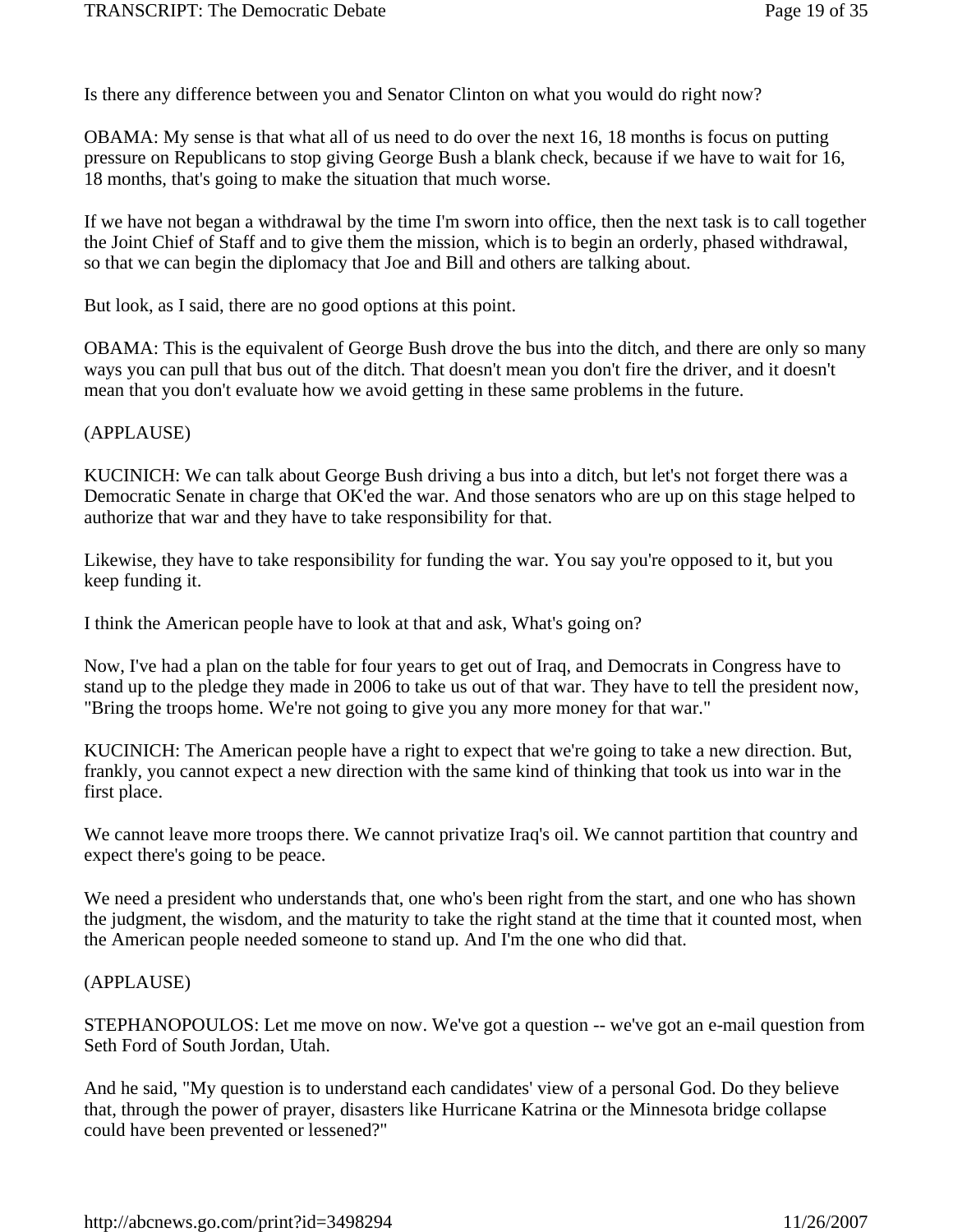Is there any difference between you and Senator Clinton on what you would do right now?

OBAMA: My sense is that what all of us need to do over the next 16, 18 months is focus on putting pressure on Republicans to stop giving George Bush a blank check, because if we have to wait for 16, 18 months, that's going to make the situation that much worse.

If we have not began a withdrawal by the time I'm sworn into office, then the next task is to call together the Joint Chief of Staff and to give them the mission, which is to begin an orderly, phased withdrawal, so that we can begin the diplomacy that Joe and Bill and others are talking about.

But look, as I said, there are no good options at this point.

OBAMA: This is the equivalent of George Bush drove the bus into the ditch, and there are only so many ways you can pull that bus out of the ditch. That doesn't mean you don't fire the driver, and it doesn't mean that you don't evaluate how we avoid getting in these same problems in the future.

(APPLAUSE)

KUCINICH: We can talk about George Bush driving a bus into a ditch, but let's not forget there was a Democratic Senate in charge that OK'ed the war. And those senators who are up on this stage helped to authorize that war and they have to take responsibility for that.

Likewise, they have to take responsibility for funding the war. You say you're opposed to it, but you keep funding it.

I think the American people have to look at that and ask, What's going on?

Now, I've had a plan on the table for four years to get out of Iraq, and Democrats in Congress have to stand up to the pledge they made in 2006 to take us out of that war. They have to tell the president now, "Bring the troops home. We're not going to give you any more money for that war."

KUCINICH: The American people have a right to expect that we're going to take a new direction. But, frankly, you cannot expect a new direction with the same kind of thinking that took us into war in the first place.

We cannot leave more troops there. We cannot privatize Iraq's oil. We cannot partition that country and expect there's going to be peace.

We need a president who understands that, one who's been right from the start, and one who has shown the judgment, the wisdom, and the maturity to take the right stand at the time that it counted most, when the American people needed someone to stand up. And I'm the one who did that.

(APPLAUSE)

STEPHANOPOULOS: Let me move on now. We've got a question -- we've got an e-mail question from Seth Ford of South Jordan, Utah.

And he said, "My question is to understand each candidates' view of a personal God. Do they believe that, through the power of prayer, disasters like Hurricane Katrina or the Minnesota bridge collapse could have been prevented or lessened?"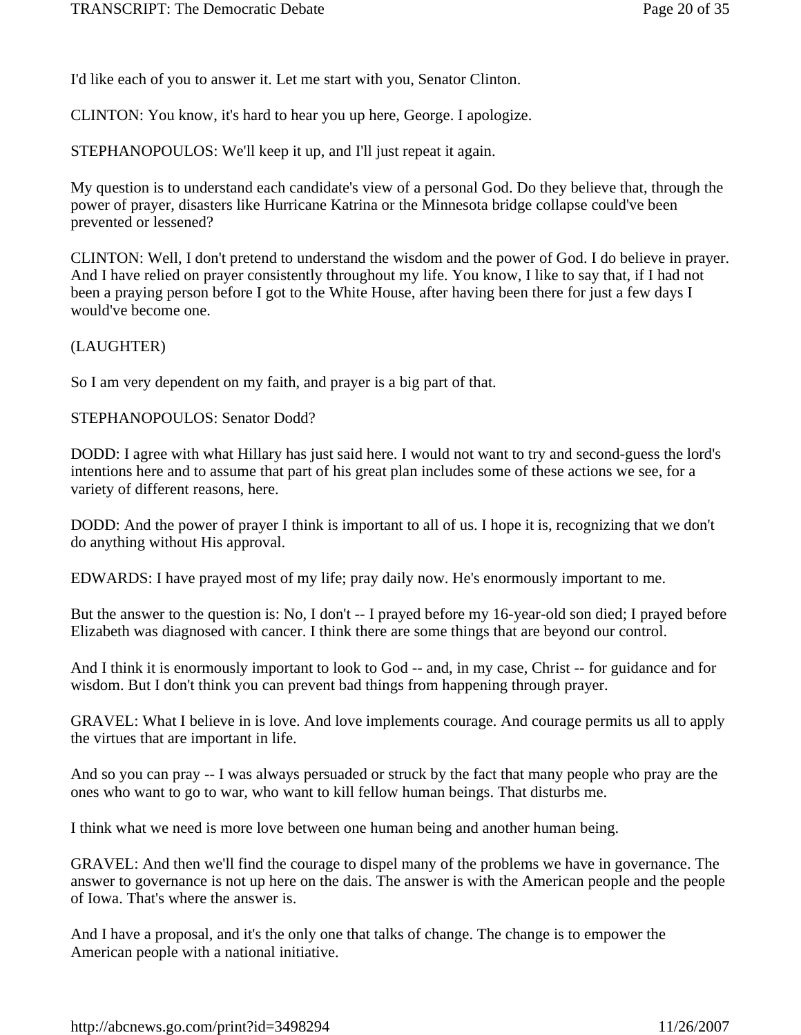I'd like each of you to answer it. Let me start with you, Senator Clinton.

CLINTON: You know, it's hard to hear you up here, George. I apologize.

STEPHANOPOULOS: We'll keep it up, and I'll just repeat it again.

My question is to understand each candidate's view of a personal God. Do they believe that, through the power of prayer, disasters like Hurricane Katrina or the Minnesota bridge collapse could've been prevented or lessened?

CLINTON: Well, I don't pretend to understand the wisdom and the power of God. I do believe in prayer. And I have relied on prayer consistently throughout my life. You know, I like to say that, if I had not been a praying person before I got to the White House, after having been there for just a few days I would've become one.

(LAUGHTER)

So I am very dependent on my faith, and prayer is a big part of that.

STEPHANOPOULOS: Senator Dodd?

DODD: I agree with what Hillary has just said here. I would not want to try and second-guess the lord's intentions here and to assume that part of his great plan includes some of these actions we see, for a variety of different reasons, here.

DODD: And the power of prayer I think is important to all of us. I hope it is, recognizing that we don't do anything without His approval.

EDWARDS: I have prayed most of my life; pray daily now. He's enormously important to me.

But the answer to the question is: No, I don't -- I prayed before my 16-year-old son died; I prayed before Elizabeth was diagnosed with cancer. I think there are some things that are beyond our control.

And I think it is enormously important to look to God -- and, in my case, Christ -- for guidance and for wisdom. But I don't think you can prevent bad things from happening through prayer.

GRAVEL: What I believe in is love. And love implements courage. And courage permits us all to apply the virtues that are important in life.

And so you can pray -- I was always persuaded or struck by the fact that many people who pray are the ones who want to go to war, who want to kill fellow human beings. That disturbs me.

I think what we need is more love between one human being and another human being.

GRAVEL: And then we'll find the courage to dispel many of the problems we have in governance. The answer to governance is not up here on the dais. The answer is with the American people and the people of Iowa. That's where the answer is.

And I have a proposal, and it's the only one that talks of change. The change is to empower the American people with a national initiative.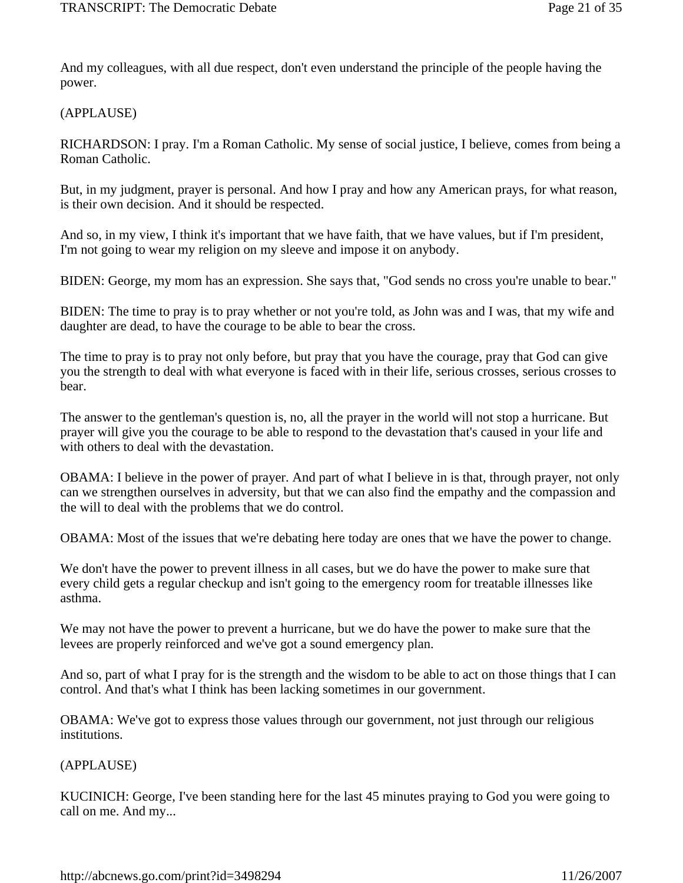And my colleagues, with all due respect, don't even understand the principle of the people having the power.

(APPLAUSE)

RICHARDSON: I pray. I'm a Roman Catholic. My sense of social justice, I believe, comes from being a Roman Catholic.

But, in my judgment, prayer is personal. And how I pray and how any American prays, for what reason, is their own decision. And it should be respected.

And so, in my view, I think it's important that we have faith, that we have values, but if I'm president, I'm not going to wear my religion on my sleeve and impose it on anybody.

BIDEN: George, my mom has an expression. She says that, "God sends no cross you're unable to bear."

BIDEN: The time to pray is to pray whether or not you're told, as John was and I was, that my wife and daughter are dead, to have the courage to be able to bear the cross.

The time to pray is to pray not only before, but pray that you have the courage, pray that God can give you the strength to deal with what everyone is faced with in their life, serious crosses, serious crosses to bear.

The answer to the gentleman's question is, no, all the prayer in the world will not stop a hurricane. But prayer will give you the courage to be able to respond to the devastation that's caused in your life and with others to deal with the devastation.

OBAMA: I believe in the power of prayer. And part of what I believe in is that, through prayer, not only can we strengthen ourselves in adversity, but that we can also find the empathy and the compassion and the will to deal with the problems that we do control.

OBAMA: Most of the issues that we're debating here today are ones that we have the power to change.

We don't have the power to prevent illness in all cases, but we do have the power to make sure that every child gets a regular checkup and isn't going to the emergency room for treatable illnesses like asthma.

We may not have the power to prevent a hurricane, but we do have the power to make sure that the levees are properly reinforced and we've got a sound emergency plan.

And so, part of what I pray for is the strength and the wisdom to be able to act on those things that I can control. And that's what I think has been lacking sometimes in our government.

OBAMA: We've got to express those values through our government, not just through our religious institutions.

(APPLAUSE)

KUCINICH: George, I've been standing here for the last 45 minutes praying to God you were going to call on me. And my...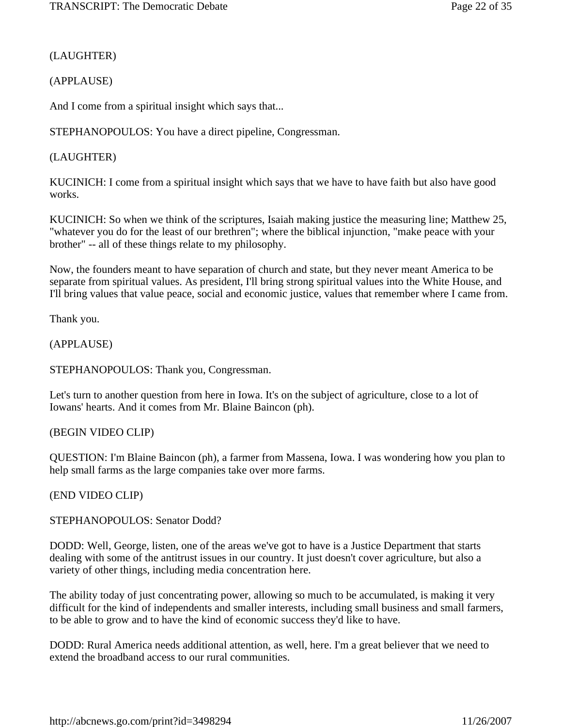(LAUGHTER)

(APPLAUSE)

And I come from a spiritual insight which says that...

STEPHANOPOULOS: You have a direct pipeline, Congressman.

(LAUGHTER)

KUCINICH: I come from a spiritual insight which says that we have to have faith but also have good works.

KUCINICH: So when we think of the scriptures, Isaiah making justice the measuring line; Matthew 25, "whatever you do for the least of our brethren"; where the biblical injunction, "make peace with your brother" -- all of these things relate to my philosophy.

Now, the founders meant to have separation of church and state, but they never meant America to be separate from spiritual values. As president, I'll bring strong spiritual values into the White House, and I'll bring values that value peace, social and economic justice, values that remember where I came from.

Thank you.

(APPLAUSE)

STEPHANOPOULOS: Thank you, Congressman.

Let's turn to another question from here in Iowa. It's on the subject of agriculture, close to a lot of Iowans' hearts. And it comes from Mr. Blaine Baincon (ph).

(BEGIN VIDEO CLIP)

QUESTION: I'm Blaine Baincon (ph), a farmer from Massena, Iowa. I was wondering how you plan to help small farms as the large companies take over more farms.

(END VIDEO CLIP)

STEPHANOPOULOS: Senator Dodd?

DODD: Well, George, listen, one of the areas we've got to have is a Justice Department that starts dealing with some of the antitrust issues in our country. It just doesn't cover agriculture, but also a variety of other things, including media concentration here.

The ability today of just concentrating power, allowing so much to be accumulated, is making it very difficult for the kind of independents and smaller interests, including small business and small farmers, to be able to grow and to have the kind of economic success they'd like to have.

DODD: Rural America needs additional attention, as well, here. I'm a great believer that we need to extend the broadband access to our rural communities.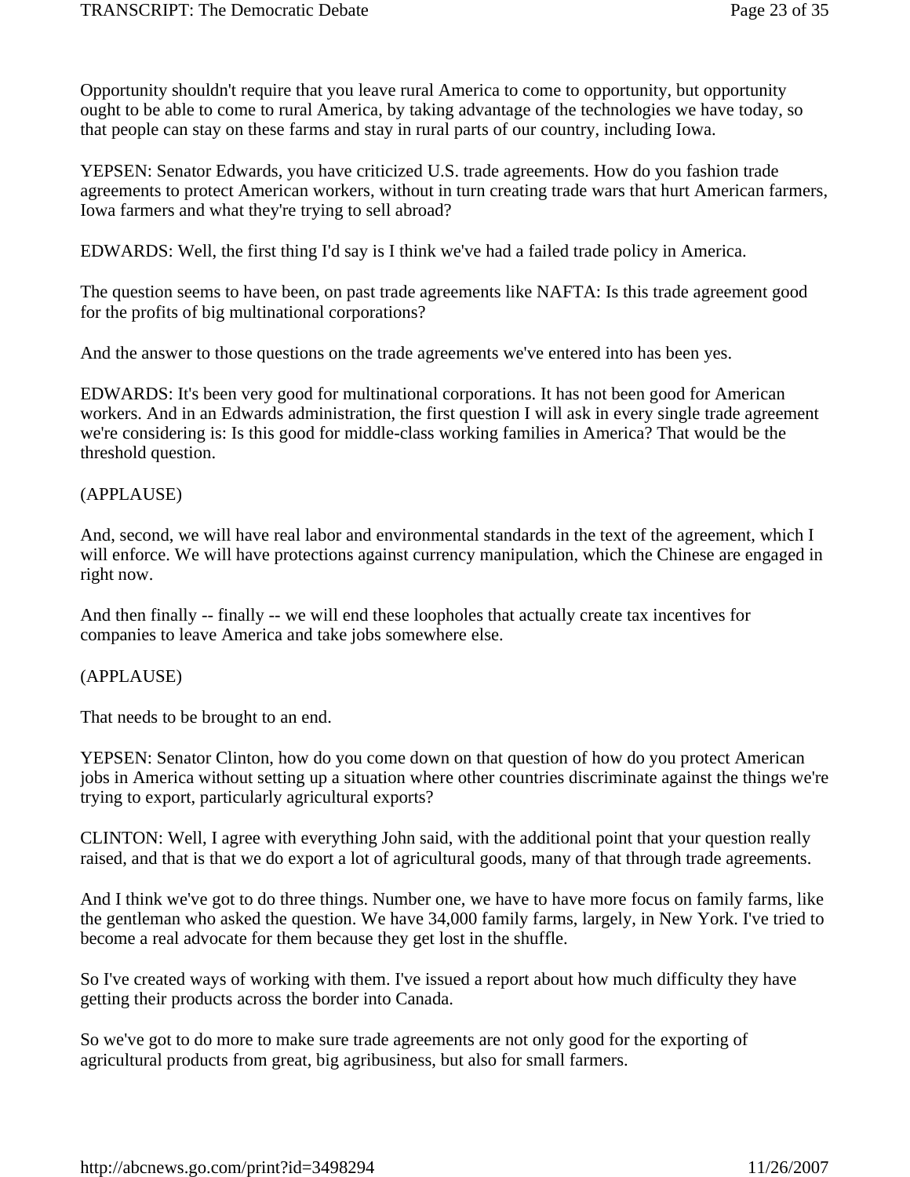Opportunity shouldn't require that you leave rural America to come to opportunity, but opportunity ought to be able to come to rural America, by taking advantage of the technologies we have today, so that people can stay on these farms and stay in rural parts of our country, including Iowa.

YEPSEN: Senator Edwards, you have criticized U.S. trade agreements. How do you fashion trade agreements to protect American workers, without in turn creating trade wars that hurt American farmers, Iowa farmers and what they're trying to sell abroad?

EDWARDS: Well, the first thing I'd say is I think we've had a failed trade policy in America.

The question seems to have been, on past trade agreements like NAFTA: Is this trade agreement good for the profits of big multinational corporations?

And the answer to those questions on the trade agreements we've entered into has been yes.

EDWARDS: It's been very good for multinational corporations. It has not been good for American workers. And in an Edwards administration, the first question I will ask in every single trade agreement we're considering is: Is this good for middle-class working families in America? That would be the threshold question.

(APPLAUSE)

And, second, we will have real labor and environmental standards in the text of the agreement, which I will enforce. We will have protections against currency manipulation, which the Chinese are engaged in right now.

And then finally -- finally -- we will end these loopholes that actually create tax incentives for companies to leave America and take jobs somewhere else.

(APPLAUSE)

That needs to be brought to an end.

YEPSEN: Senator Clinton, how do you come down on that question of how do you protect American jobs in America without setting up a situation where other countries discriminate against the things we're trying to export, particularly agricultural exports?

CLINTON: Well, I agree with everything John said, with the additional point that your question really raised, and that is that we do export a lot of agricultural goods, many of that through trade agreements.

And I think we've got to do three things. Number one, we have to have more focus on family farms, like the gentleman who asked the question. We have 34,000 family farms, largely, in New York. I've tried to become a real advocate for them because they get lost in the shuffle.

So I've created ways of working with them. I've issued a report about how much difficulty they have getting their products across the border into Canada.

So we've got to do more to make sure trade agreements are not only good for the exporting of agricultural products from great, big agribusiness, but also for small farmers.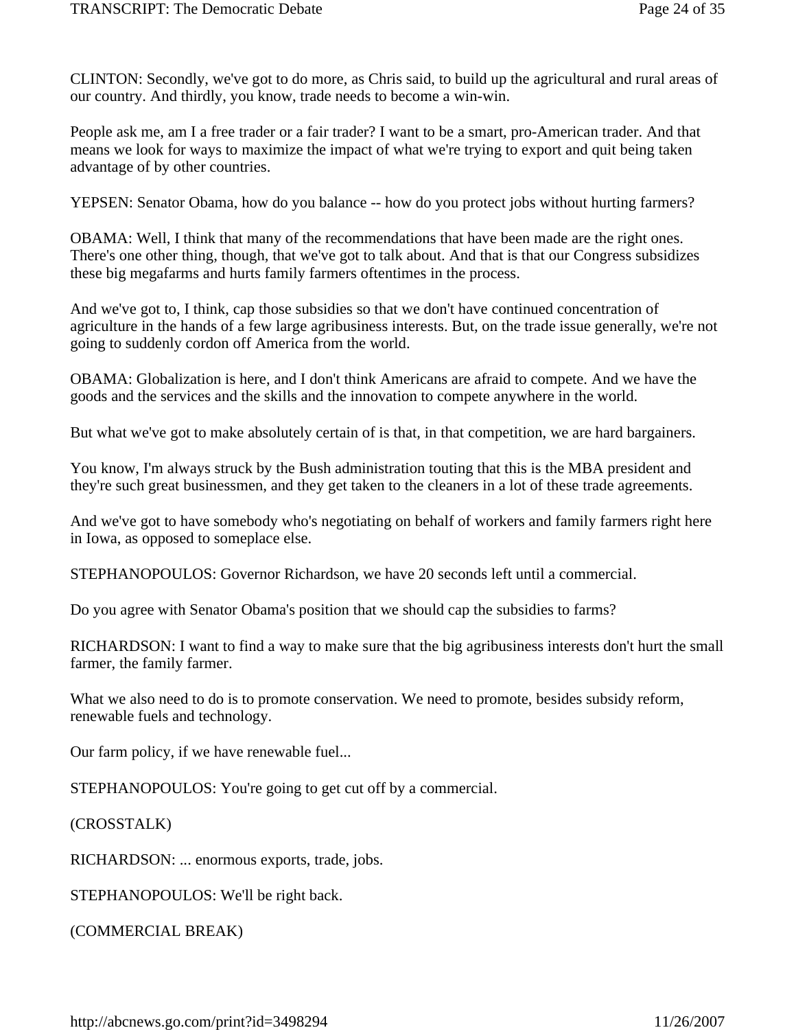CLINTON: Secondly, we've got to do more, as Chris said, to build up the agricultural and rural areas of our country. And thirdly, you know, trade needs to become a win-win.

People ask me, am I a free trader or a fair trader? I want to be a smart, pro-American trader. And that means we look for ways to maximize the impact of what we're trying to export and quit being taken advantage of by other countries.

YEPSEN: Senator Obama, how do you balance -- how do you protect jobs without hurting farmers?

OBAMA: Well, I think that many of the recommendations that have been made are the right ones. There's one other thing, though, that we've got to talk about. And that is that our Congress subsidizes these big megafarms and hurts family farmers oftentimes in the process.

And we've got to, I think, cap those subsidies so that we don't have continued concentration of agriculture in the hands of a few large agribusiness interests. But, on the trade issue generally, we're not going to suddenly cordon off America from the world.

OBAMA: Globalization is here, and I don't think Americans are afraid to compete. And we have the goods and the services and the skills and the innovation to compete anywhere in the world.

But what we've got to make absolutely certain of is that, in that competition, we are hard bargainers.

You know, I'm always struck by the Bush administration touting that this is the MBA president and they're such great businessmen, and they get taken to the cleaners in a lot of these trade agreements.

And we've got to have somebody who's negotiating on behalf of workers and family farmers right here in Iowa, as opposed to someplace else.

STEPHANOPOULOS: Governor Richardson, we have 20 seconds left until a commercial.

Do you agree with Senator Obama's position that we should cap the subsidies to farms?

RICHARDSON: I want to find a way to make sure that the big agribusiness interests don't hurt the small farmer, the family farmer.

What we also need to do is to promote conservation. We need to promote, besides subsidy reform, renewable fuels and technology.

Our farm policy, if we have renewable fuel...

STEPHANOPOULOS: You're going to get cut off by a commercial.

(CROSSTALK)

RICHARDSON: ... enormous exports, trade, jobs.

STEPHANOPOULOS: We'll be right back.

(COMMERCIAL BREAK)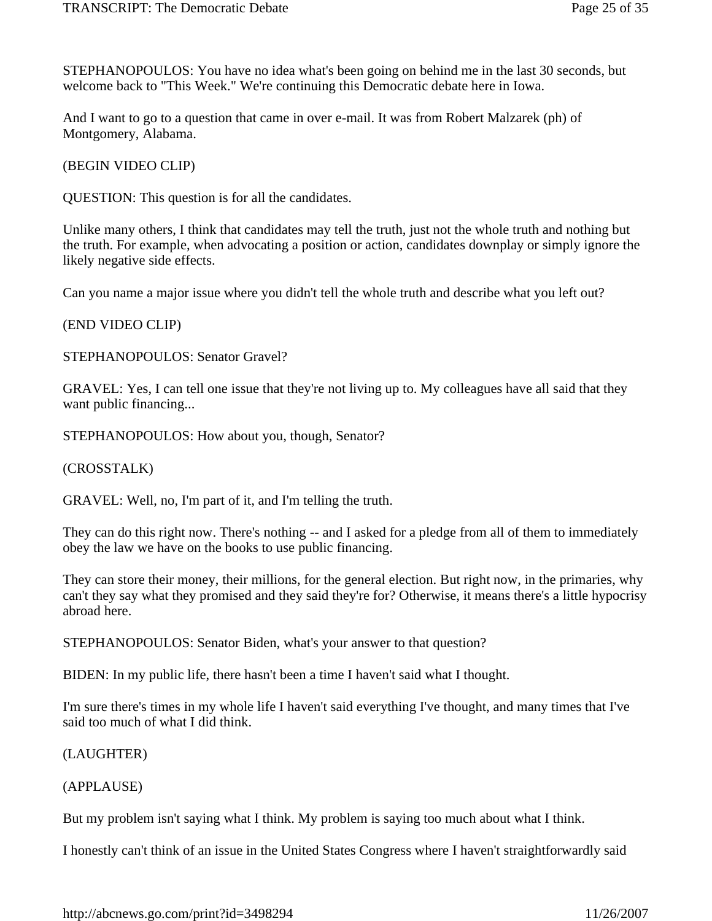STEPHANOPOULOS: You have no idea what's been going on behind me in the last 30 seconds, but welcome back to "This Week." We're continuing this Democratic debate here in Iowa.

And I want to go to a question that came in over e-mail. It was from Robert Malzarek (ph) of Montgomery, Alabama.

(BEGIN VIDEO CLIP)

QUESTION: This question is for all the candidates.

Unlike many others, I think that candidates may tell the truth, just not the whole truth and nothing but the truth. For example, when advocating a position or action, candidates downplay or simply ignore the likely negative side effects.

Can you name a major issue where you didn't tell the whole truth and describe what you left out?

(END VIDEO CLIP)

STEPHANOPOULOS: Senator Gravel?

GRAVEL: Yes, I can tell one issue that they're not living up to. My colleagues have all said that they want public financing...

STEPHANOPOULOS: How about you, though, Senator?

(CROSSTALK)

GRAVEL: Well, no, I'm part of it, and I'm telling the truth.

They can do this right now. There's nothing -- and I asked for a pledge from all of them to immediately obey the law we have on the books to use public financing.

They can store their money, their millions, for the general election. But right now, in the primaries, why can't they say what they promised and they said they're for? Otherwise, it means there's a little hypocrisy abroad here.

STEPHANOPOULOS: Senator Biden, what's your answer to that question?

BIDEN: In my public life, there hasn't been a time I haven't said what I thought.

I'm sure there's times in my whole life I haven't said everything I've thought, and many times that I've said too much of what I did think.

(LAUGHTER)

(APPLAUSE)

But my problem isn't saying what I think. My problem is saying too much about what I think.

I honestly can't think of an issue in the United States Congress where I haven't straightforwardly said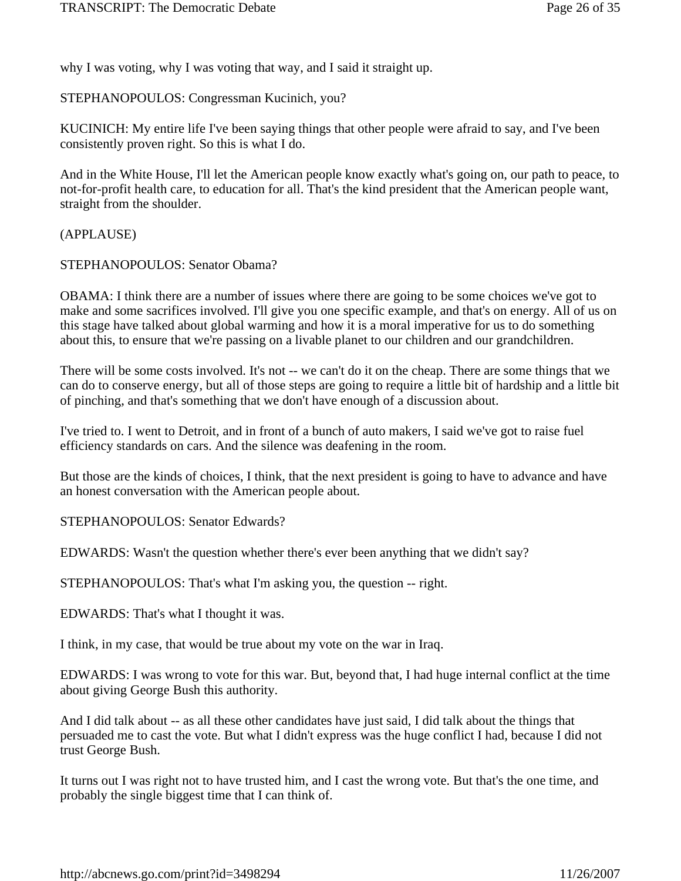why I was voting, why I was voting that way, and I said it straight up.

STEPHANOPOULOS: Congressman Kucinich, you?

KUCINICH: My entire life I've been saying things that other people were afraid to say, and I've been consistently proven right. So this is what I do.

And in the White House, I'll let the American people know exactly what's going on, our path to peace, to not-for-profit health care, to education for all. That's the kind president that the American people want, straight from the shoulder.

(APPLAUSE)

STEPHANOPOULOS: Senator Obama?

OBAMA: I think there are a number of issues where there are going to be some choices we've got to make and some sacrifices involved. I'll give you one specific example, and that's on energy. All of us on this stage have talked about global warming and how it is a moral imperative for us to do something about this, to ensure that we're passing on a livable planet to our children and our grandchildren.

There will be some costs involved. It's not -- we can't do it on the cheap. There are some things that we can do to conserve energy, but all of those steps are going to require a little bit of hardship and a little bit of pinching, and that's something that we don't have enough of a discussion about.

I've tried to. I went to Detroit, and in front of a bunch of auto makers, I said we've got to raise fuel efficiency standards on cars. And the silence was deafening in the room.

But those are the kinds of choices, I think, that the next president is going to have to advance and have an honest conversation with the American people about.

STEPHANOPOULOS: Senator Edwards?

EDWARDS: Wasn't the question whether there's ever been anything that we didn't say?

STEPHANOPOULOS: That's what I'm asking you, the question -- right.

EDWARDS: That's what I thought it was.

I think, in my case, that would be true about my vote on the war in Iraq.

EDWARDS: I was wrong to vote for this war. But, beyond that, I had huge internal conflict at the time about giving George Bush this authority.

And I did talk about -- as all these other candidates have just said, I did talk about the things that persuaded me to cast the vote. But what I didn't express was the huge conflict I had, because I did not trust George Bush.

It turns out I was right not to have trusted him, and I cast the wrong vote. But that's the one time, and probably the single biggest time that I can think of.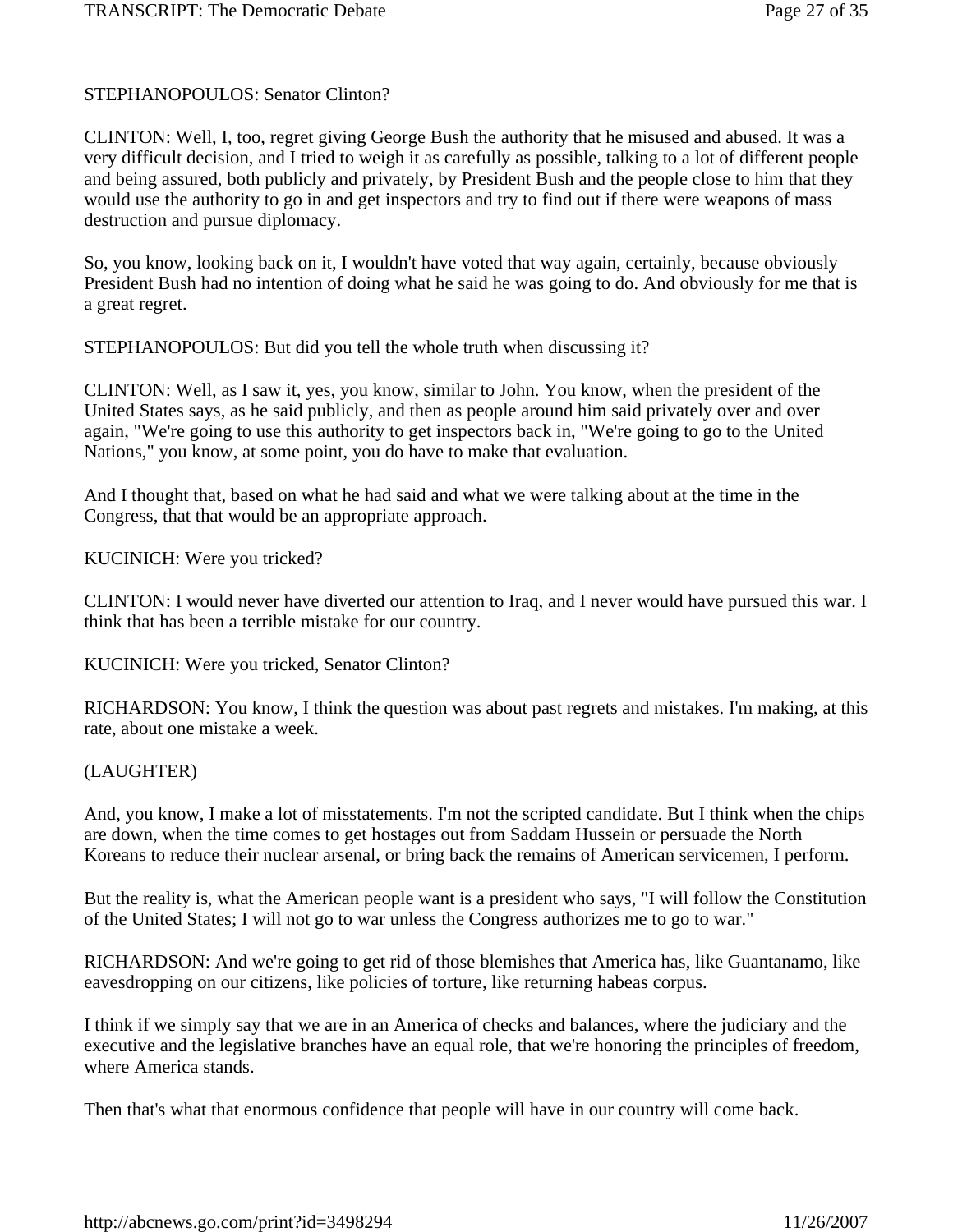STEPHANOPOULOS: Senator Clinton?

CLINTON: Well, I, too, regret giving George Bush the authority that he misused and abused. It was a very difficult decision, and I tried to weigh it as carefully as possible, talking to a lot of different people and being assured, both publicly and privately, by President Bush and the people close to him that they would use the authority to go in and get inspectors and try to find out if there were weapons of mass destruction and pursue diplomacy.

So, you know, looking back on it, I wouldn't have voted that way again, certainly, because obviously President Bush had no intention of doing what he said he was going to do. And obviously for me that is a great regret.

STEPHANOPOULOS: But did you tell the whole truth when discussing it?

CLINTON: Well, as I saw it, yes, you know, similar to John. You know, when the president of the United States says, as he said publicly, and then as people around him said privately over and over again, "We're going to use this authority to get inspectors back in, "We're going to go to the United Nations," you know, at some point, you do have to make that evaluation.

And I thought that, based on what he had said and what we were talking about at the time in the Congress, that that would be an appropriate approach.

KUCINICH: Were you tricked?

CLINTON: I would never have diverted our attention to Iraq, and I never would have pursued this war. I think that has been a terrible mistake for our country.

KUCINICH: Were you tricked, Senator Clinton?

RICHARDSON: You know, I think the question was about past regrets and mistakes. I'm making, at this rate, about one mistake a week.

(LAUGHTER)

And, you know, I make a lot of misstatements. I'm not the scripted candidate. But I think when the chips are down, when the time comes to get hostages out from Saddam Hussein or persuade the North Koreans to reduce their nuclear arsenal, or bring back the remains of American servicemen, I perform.

But the reality is, what the American people want is a president who says, "I will follow the Constitution of the United States; I will not go to war unless the Congress authorizes me to go to war."

RICHARDSON: And we're going to get rid of those blemishes that America has, like Guantanamo, like eavesdropping on our citizens, like policies of torture, like returning habeas corpus.

I think if we simply say that we are in an America of checks and balances, where the judiciary and the executive and the legislative branches have an equal role, that we're honoring the principles of freedom, where America stands.

Then that's what that enormous confidence that people will have in our country will come back.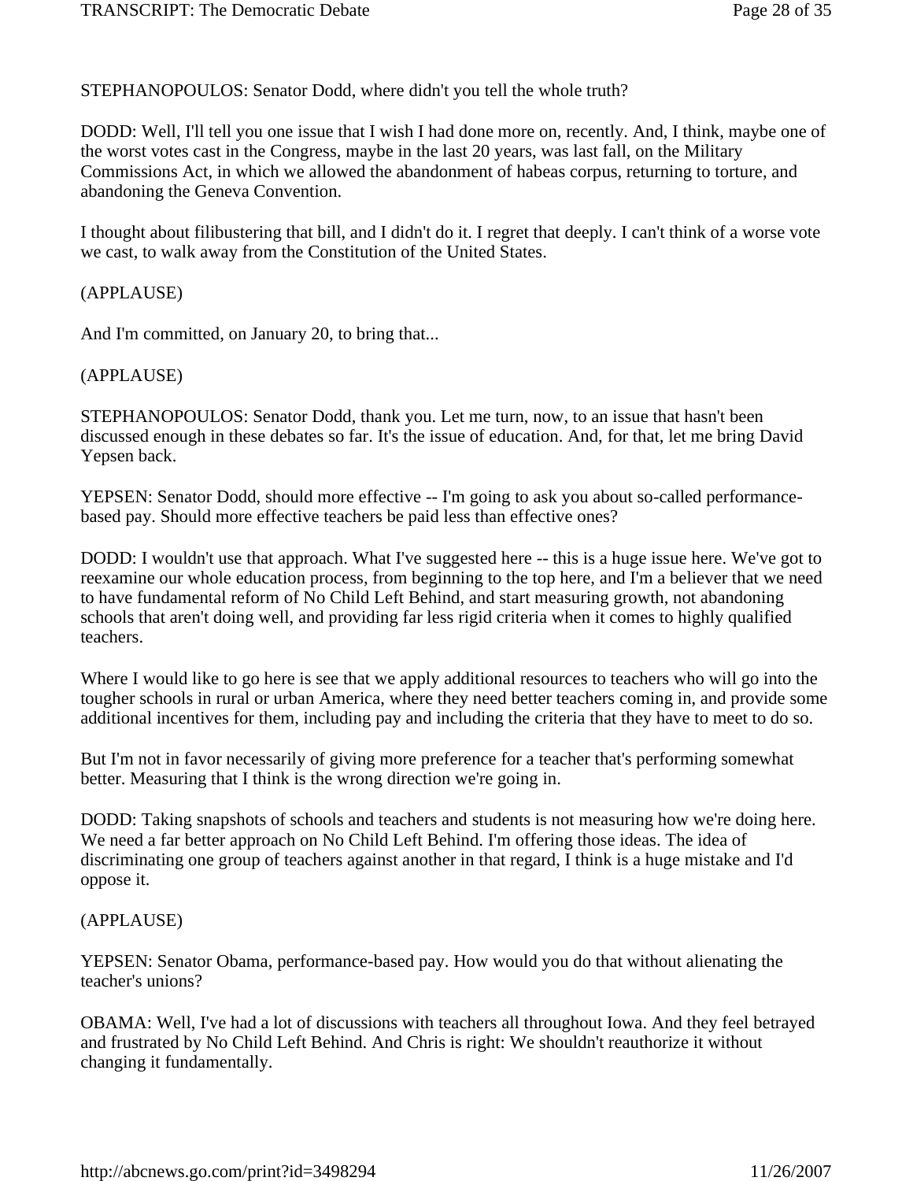STEPHANOPOULOS: Senator Dodd, where didn't you tell the whole truth?

DODD: Well, I'll tell you one issue that I wish I had done more on, recently. And, I think, maybe one of the worst votes cast in the Congress, maybe in the last 20 years, was last fall, on the Military Commissions Act, in which we allowed the abandonment of habeas corpus, returning to torture, and abandoning the Geneva Convention.

I thought about filibustering that bill, and I didn't do it. I regret that deeply. I can't think of a worse vote we cast, to walk away from the Constitution of the United States.

(APPLAUSE)

And I'm committed, on January 20, to bring that...

(APPLAUSE)

STEPHANOPOULOS: Senator Dodd, thank you. Let me turn, now, to an issue that hasn't been discussed enough in these debates so far. It's the issue of education. And, for that, let me bring David Yepsen back.

YEPSEN: Senator Dodd, should more effective -- I'm going to ask you about so-called performance-based pay. Should more effective teachers be paid less than effective ones?

DODD: I wouldn't use that approach. What I've suggested here -- this is a huge issue here. We've got to reexamine our whole education process, from beginning to the top here, and I'm a believer that we need to have fundamental reform of No Child Left Behind, and start measuring growth, not abandoning schools that aren't doing well, and providing far less rigid criteria when it comes to highly qualified teachers.

Where I would like to go here is see that we apply additional resources to teachers who will go into the tougher schools in rural or urban America, where they need better teachers coming in, and provide some additional incentives for them, including pay and including the criteria that they have to meet to do so.

But I'm not in favor necessarily of giving more preference for a teacher that's performing somewhat better. Measuring that I think is the wrong direction we're going in.

DODD: Taking snapshots of schools and teachers and students is not measuring how we're doing here. We need a far better approach on No Child Left Behind. I'm offering those ideas. The idea of discriminating one group of teachers against another in that regard, I think is a huge mistake and I'd oppose it.

(APPLAUSE)

YEPSEN: Senator Obama, performance-based pay. How would you do that without alienating the teacher's unions?

OBAMA: Well, I've had a lot of discussions with teachers all throughout Iowa. And they feel betrayed and frustrated by No Child Left Behind. And Chris is right: We shouldn't reauthorize it without changing it fundamentally.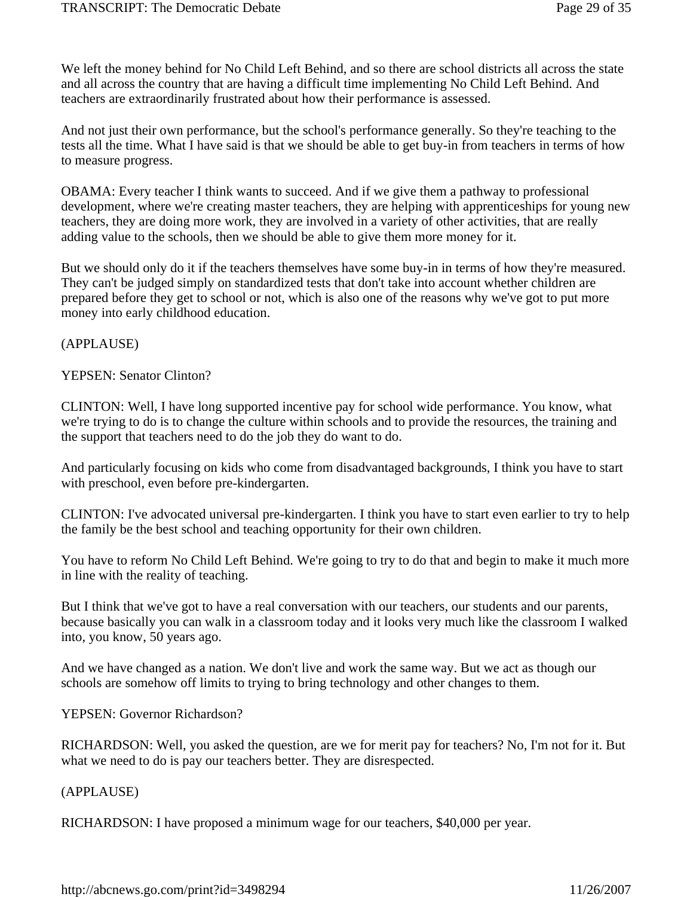We left the money behind for No Child Left Behind, and so there are school districts all across the state and all across the country that are having a difficult time implementing No Child Left Behind. And teachers are extraordinarily frustrated about how their performance is assessed.

And not just their own performance, but the school's performance generally. So they're teaching to the tests all the time. What I have said is that we should be able to get buy-in from teachers in terms of how to measure progress.

OBAMA: Every teacher I think wants to succeed. And if we give them a pathway to professional development, where we're creating master teachers, they are helping with apprenticeships for young new teachers, they are doing more work, they are involved in a variety of other activities, that are really adding value to the schools, then we should be able to give them more money for it.

But we should only do it if the teachers themselves have some buy-in in terms of how they're measured. They can't be judged simply on standardized tests that don't take into account whether children are prepared before they get to school or not, which is also one of the reasons why we've got to put more money into early childhood education.

(APPLAUSE)

YEPSEN: Senator Clinton?

CLINTON: Well, I have long supported incentive pay for school wide performance. You know, what we're trying to do is to change the culture within schools and to provide the resources, the training and the support that teachers need to do the job they do want to do.

And particularly focusing on kids who come from disadvantaged backgrounds, I think you have to start with preschool, even before pre-kindergarten.

CLINTON: I've advocated universal pre-kindergarten. I think you have to start even earlier to try to help the family be the best school and teaching opportunity for their own children.

You have to reform No Child Left Behind. We're going to try to do that and begin to make it much more in line with the reality of teaching.

But I think that we've got to have a real conversation with our teachers, our students and our parents, because basically you can walk in a classroom today and it looks very much like the classroom I walked into, you know, 50 years ago.

And we have changed as a nation. We don't live and work the same way. But we act as though our schools are somehow off limits to trying to bring technology and other changes to them.

YEPSEN: Governor Richardson?

RICHARDSON: Well, you asked the question, are we for merit pay for teachers? No, I'm not for it. But what we need to do is pay our teachers better. They are disrespected.

(APPLAUSE)

RICHARDSON: I have proposed a minimum wage for our teachers, $40,000 per year.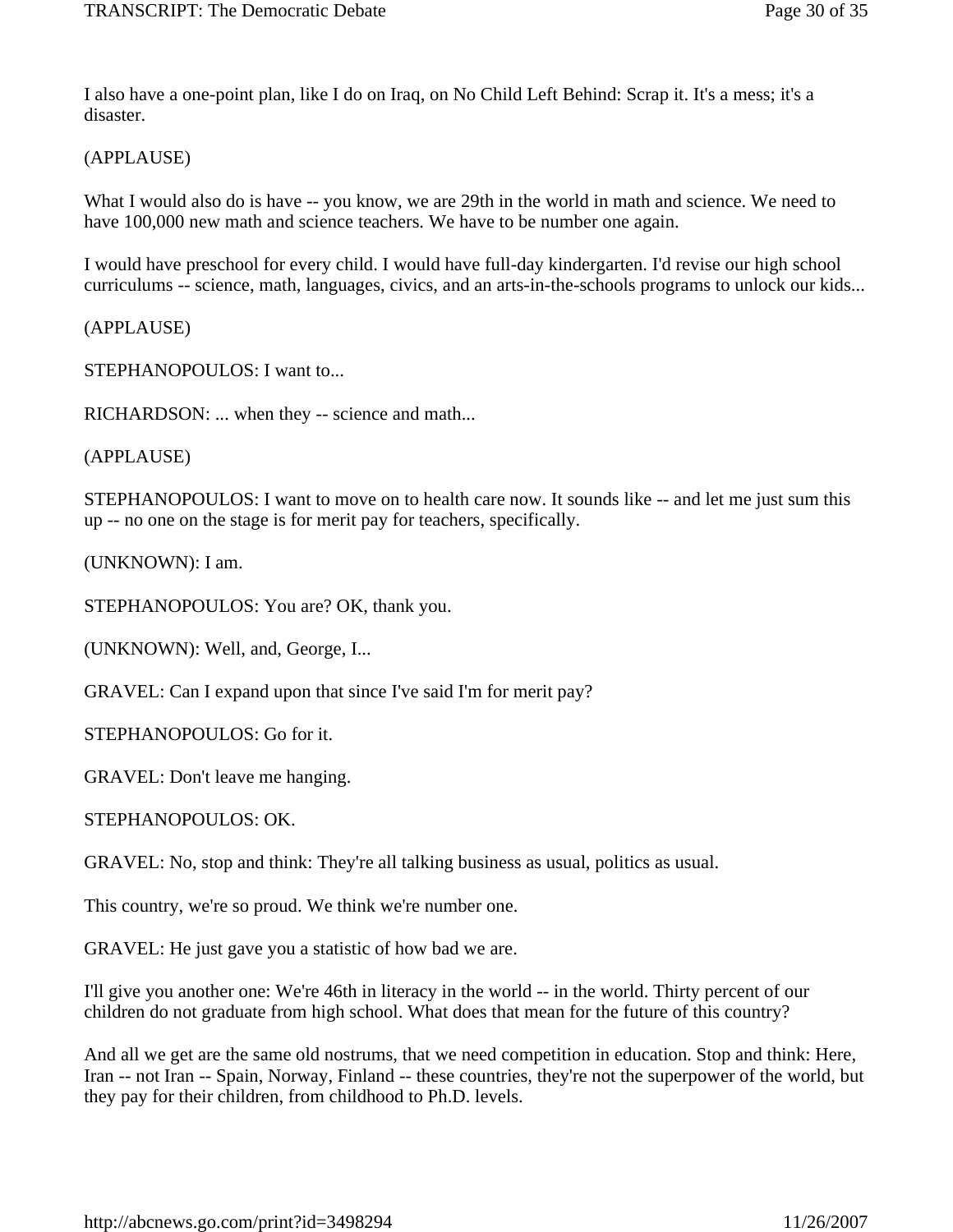I also have a one-point plan, like I do on Iraq, on No Child Left Behind: Scrap it. It's a mess; it's a disaster.

(APPLAUSE)

What I would also do is have -- you know, we are 29th in the world in math and science. We need to have 100,000 new math and science teachers. We have to be number one again.

I would have preschool for every child. I would have full-day kindergarten. I'd revise our high school curriculums -- science, math, languages, civics, and an arts-in-the-schools programs to unlock our kids...

(APPLAUSE)

STEPHANOPOULOS: I want to...

RICHARDSON: ... when they -- science and math...

(APPLAUSE)

STEPHANOPOULOS: I want to move on to health care now. It sounds like -- and let me just sum this up -- no one on the stage is for merit pay for teachers, specifically.

(UNKNOWN): I am.

STEPHANOPOULOS: You are? OK, thank you.

(UNKNOWN): Well, and, George, I...

GRAVEL: Can I expand upon that since I've said I'm for merit pay?

STEPHANOPOULOS: Go for it.

GRAVEL: Don't leave me hanging.

STEPHANOPOULOS: OK.

GRAVEL: No, stop and think: They're all talking business as usual, politics as usual.

This country, we're so proud. We think we're number one.

GRAVEL: He just gave you a statistic of how bad we are.

I'll give you another one: We're 46th in literacy in the world -- in the world. Thirty percent of our children do not graduate from high school. What does that mean for the future of this country?

And all we get are the same old nostrums, that we need competition in education. Stop and think: Here, Iran -- not Iran -- Spain, Norway, Finland -- these countries, they're not the superpower of the world, but they pay for their children, from childhood to Ph.D. levels.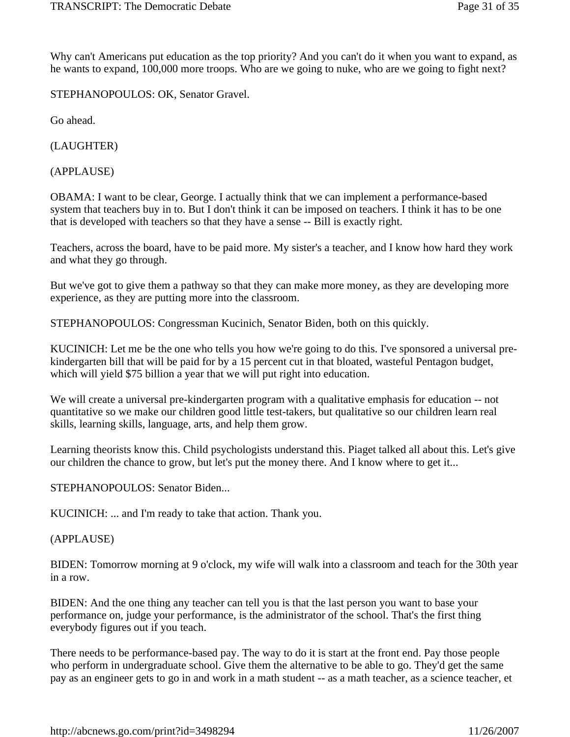Why can't Americans put education as the top priority? And you can't do it when you want to expand, as he wants to expand, 100,000 more troops. Who are we going to nuke, who are we going to fight next?

STEPHANOPOULOS: OK, Senator Gravel.

Go ahead.

(LAUGHTER)

(APPLAUSE)

OBAMA: I want to be clear, George. I actually think that we can implement a performance-based system that teachers buy in to. But I don't think it can be imposed on teachers. I think it has to be one that is developed with teachers so that they have a sense -- Bill is exactly right.

Teachers, across the board, have to be paid more. My sister's a teacher, and I know how hard they work and what they go through.

But we've got to give them a pathway so that they can make more money, as they are developing more experience, as they are putting more into the classroom.

STEPHANOPOULOS: Congressman Kucinich, Senator Biden, both on this quickly.

KUCINICH: Let me be the one who tells you how we're going to do this. I've sponsored a universal pre-kindergarten bill that will be paid for by a 15 percent cut in that bloated, wasteful Pentagon budget, which will yield $75 billion a year that we will put right into education.

We will create a universal pre-kindergarten program with a qualitative emphasis for education -- not quantitative so we make our children good little test-takers, but qualitative so our children learn real skills, learning skills, language, arts, and help them grow.

Learning theorists know this. Child psychologists understand this. Piaget talked all about this. Let's give our children the chance to grow, but let's put the money there. And I know where to get it...

STEPHANOPOULOS: Senator Biden...

KUCINICH: ... and I'm ready to take that action. Thank you.

(APPLAUSE)

BIDEN: Tomorrow morning at 9 o'clock, my wife will walk into a classroom and teach for the 30th year in a row.

BIDEN: And the one thing any teacher can tell you is that the last person you want to base your performance on, judge your performance, is the administrator of the school. That's the first thing everybody figures out if you teach.

There needs to be performance-based pay. The way to do it is start at the front end. Pay those people who perform in undergraduate school. Give them the alternative to be able to go. They'd get the same pay as an engineer gets to go in and work in a math student -- as a math teacher, as a science teacher, et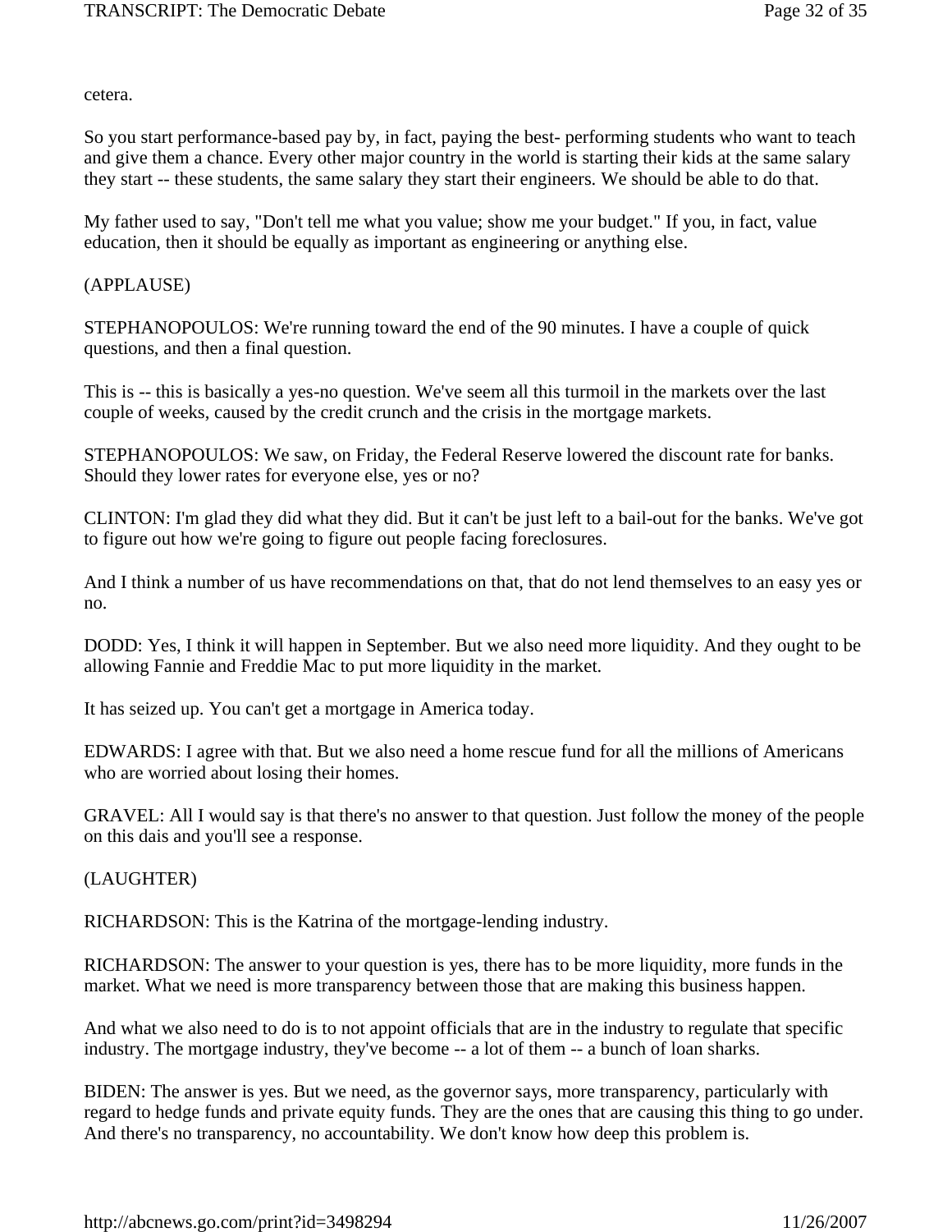cetera.

So you start performance-based pay by, in fact, paying the best- performing students who want to teach and give them a chance. Every other major country in the world is starting their kids at the same salary they start -- these students, the same salary they start their engineers. We should be able to do that.

My father used to say, "Don't tell me what you value; show me your budget." If you, in fact, value education, then it should be equally as important as engineering or anything else.

(APPLAUSE)

STEPHANOPOULOS: We're running toward the end of the 90 minutes. I have a couple of quick questions, and then a final question.

This is -- this is basically a yes-no question. We've seem all this turmoil in the markets over the last couple of weeks, caused by the credit crunch and the crisis in the mortgage markets.

STEPHANOPOULOS: We saw, on Friday, the Federal Reserve lowered the discount rate for banks. Should they lower rates for everyone else, yes or no?

CLINTON: I'm glad they did what they did. But it can't be just left to a bail-out for the banks. We've got to figure out how we're going to figure out people facing foreclosures.

And I think a number of us have recommendations on that, that do not lend themselves to an easy yes or no.

DODD: Yes, I think it will happen in September. But we also need more liquidity. And they ought to be allowing Fannie and Freddie Mac to put more liquidity in the market.

It has seized up. You can't get a mortgage in America today.

EDWARDS: I agree with that. But we also need a home rescue fund for all the millions of Americans who are worried about losing their homes.

GRAVEL: All I would say is that there's no answer to that question. Just follow the money of the people on this dais and you'll see a response.

(LAUGHTER)

RICHARDSON: This is the Katrina of the mortgage-lending industry.

RICHARDSON: The answer to your question is yes, there has to be more liquidity, more funds in the market. What we need is more transparency between those that are making this business happen.

And what we also need to do is to not appoint officials that are in the industry to regulate that specific industry. The mortgage industry, they've become -- a lot of them -- a bunch of loan sharks.

BIDEN: The answer is yes. But we need, as the governor says, more transparency, particularly with regard to hedge funds and private equity funds. They are the ones that are causing this thing to go under. And there's no transparency, no accountability. We don't know how deep this problem is.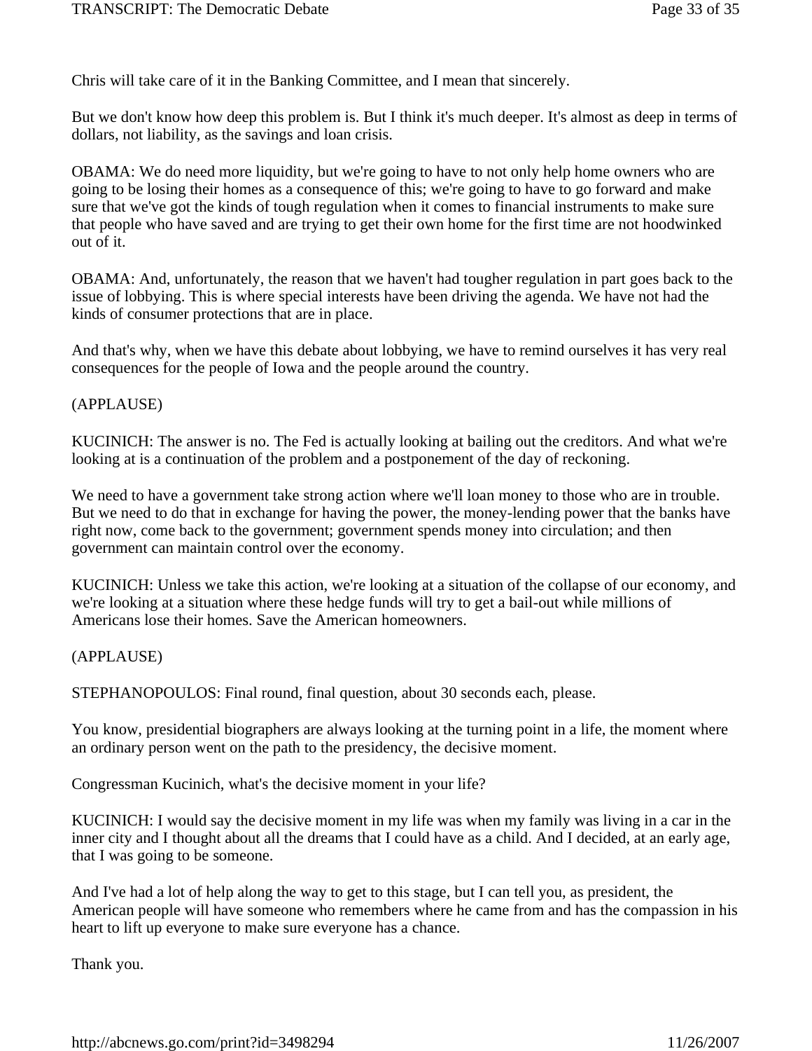Chris will take care of it in the Banking Committee, and I mean that sincerely.

But we don't know how deep this problem is. But I think it's much deeper. It's almost as deep in terms of dollars, not liability, as the savings and loan crisis.

OBAMA: We do need more liquidity, but we're going to have to not only help home owners who are going to be losing their homes as a consequence of this; we're going to have to go forward and make sure that we've got the kinds of tough regulation when it comes to financial instruments to make sure that people who have saved and are trying to get their own home for the first time are not hoodwinked out of it.

OBAMA: And, unfortunately, the reason that we haven't had tougher regulation in part goes back to the issue of lobbying. This is where special interests have been driving the agenda. We have not had the kinds of consumer protections that are in place.

And that's why, when we have this debate about lobbying, we have to remind ourselves it has very real consequences for the people of Iowa and the people around the country.

(APPLAUSE)

KUCINICH: The answer is no. The Fed is actually looking at bailing out the creditors. And what we're looking at is a continuation of the problem and a postponement of the day of reckoning.

We need to have a government take strong action where we'll loan money to those who are in trouble. But we need to do that in exchange for having the power, the money-lending power that the banks have right now, come back to the government; government spends money into circulation; and then government can maintain control over the economy.

KUCINICH: Unless we take this action, we're looking at a situation of the collapse of our economy, and we're looking at a situation where these hedge funds will try to get a bail-out while millions of Americans lose their homes. Save the American homeowners.

(APPLAUSE)

STEPHANOPOULOS: Final round, final question, about 30 seconds each, please.

You know, presidential biographers are always looking at the turning point in a life, the moment where an ordinary person went on the path to the presidency, the decisive moment.

Congressman Kucinich, what's the decisive moment in your life?

KUCINICH: I would say the decisive moment in my life was when my family was living in a car in the inner city and I thought about all the dreams that I could have as a child. And I decided, at an early age, that I was going to be someone.

And I've had a lot of help along the way to get to this stage, but I can tell you, as president, the American people will have someone who remembers where he came from and has the compassion in his heart to lift up everyone to make sure everyone has a chance.

Thank you.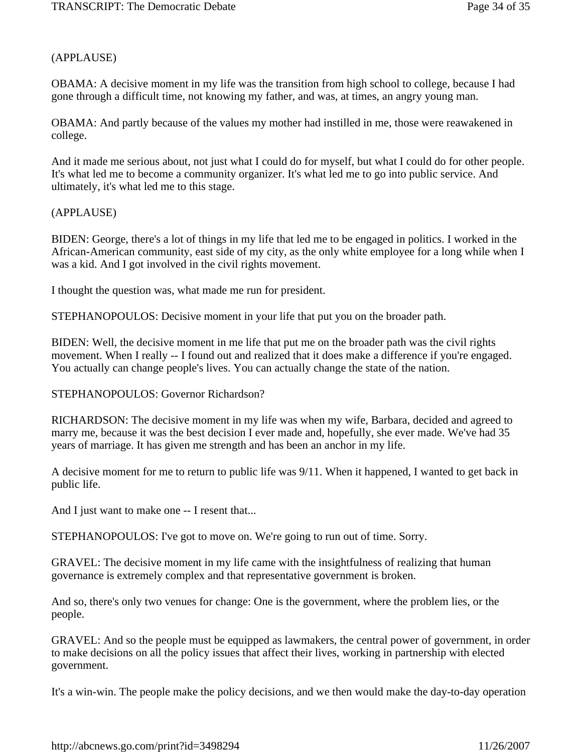(APPLAUSE)

OBAMA: A decisive moment in my life was the transition from high school to college, because I had gone through a difficult time, not knowing my father, and was, at times, an angry young man.

OBAMA: And partly because of the values my mother had instilled in me, those were reawakened in college.

And it made me serious about, not just what I could do for myself, but what I could do for other people. It's what led me to become a community organizer. It's what led me to go into public service. And ultimately, it's what led me to this stage.

(APPLAUSE)

BIDEN: George, there's a lot of things in my life that led me to be engaged in politics. I worked in the African-American community, east side of my city, as the only white employee for a long while when I was a kid. And I got involved in the civil rights movement.

I thought the question was, what made me run for president.

STEPHANOPOULOS: Decisive moment in your life that put you on the broader path.

BIDEN: Well, the decisive moment in me life that put me on the broader path was the civil rights movement. When I really -- I found out and realized that it does make a difference if you're engaged. You actually can change people's lives. You can actually change the state of the nation.

STEPHANOPOULOS: Governor Richardson?

RICHARDSON: The decisive moment in my life was when my wife, Barbara, decided and agreed to marry me, because it was the best decision I ever made and, hopefully, she ever made. We've had 35 years of marriage. It has given me strength and has been an anchor in my life.

A decisive moment for me to return to public life was 9/11. When it happened, I wanted to get back in public life.

And I just want to make one -- I resent that...

STEPHANOPOULOS: I've got to move on. We're going to run out of time. Sorry.

GRAVEL: The decisive moment in my life came with the insightfulness of realizing that human governance is extremely complex and that representative government is broken.

And so, there's only two venues for change: One is the government, where the problem lies, or the people.

GRAVEL: And so the people must be equipped as lawmakers, the central power of government, in order to make decisions on all the policy issues that affect their lives, working in partnership with elected government.

It's a win-win. The people make the policy decisions, and we then would make the day-to-day operation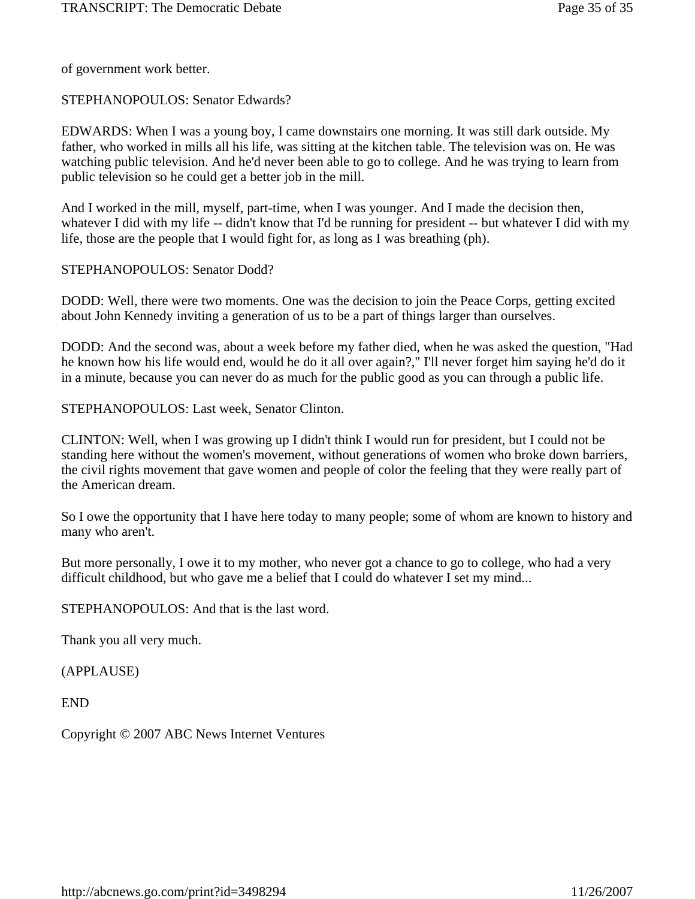of government work better.

STEPHANOPOULOS: Senator Edwards?

EDWARDS: When I was a young boy, I came downstairs one morning. It was still dark outside. My father, who worked in mills all his life, was sitting at the kitchen table. The television was on. He was watching public television. And he'd never been able to go to college. And he was trying to learn from public television so he could get a better job in the mill.

And I worked in the mill, myself, part-time, when I was younger. And I made the decision then, whatever I did with my life -- didn't know that I'd be running for president -- but whatever I did with my life, those are the people that I would fight for, as long as I was breathing (ph).

STEPHANOPOULOS: Senator Dodd?

DODD: Well, there were two moments. One was the decision to join the Peace Corps, getting excited about John Kennedy inviting a generation of us to be a part of things larger than ourselves.

DODD: And the second was, about a week before my father died, when he was asked the question, "Had he known how his life would end, would he do it all over again?," I'll never forget him saying he'd do it in a minute, because you can never do as much for the public good as you can through a public life.

STEPHANOPOULOS: Last week, Senator Clinton.

CLINTON: Well, when I was growing up I didn't think I would run for president, but I could not be standing here without the women's movement, without generations of women who broke down barriers, the civil rights movement that gave women and people of color the feeling that they were really part of the American dream.

So I owe the opportunity that I have here today to many people; some of whom are known to history and many who aren't.

But more personally, I owe it to my mother, who never got a chance to go to college, who had a very difficult childhood, but who gave me a belief that I could do whatever I set my mind...

STEPHANOPOULOS: And that is the last word.

Thank you all very much.

(APPLAUSE)

END

Copyright © 2007 ABC News Internet Ventures